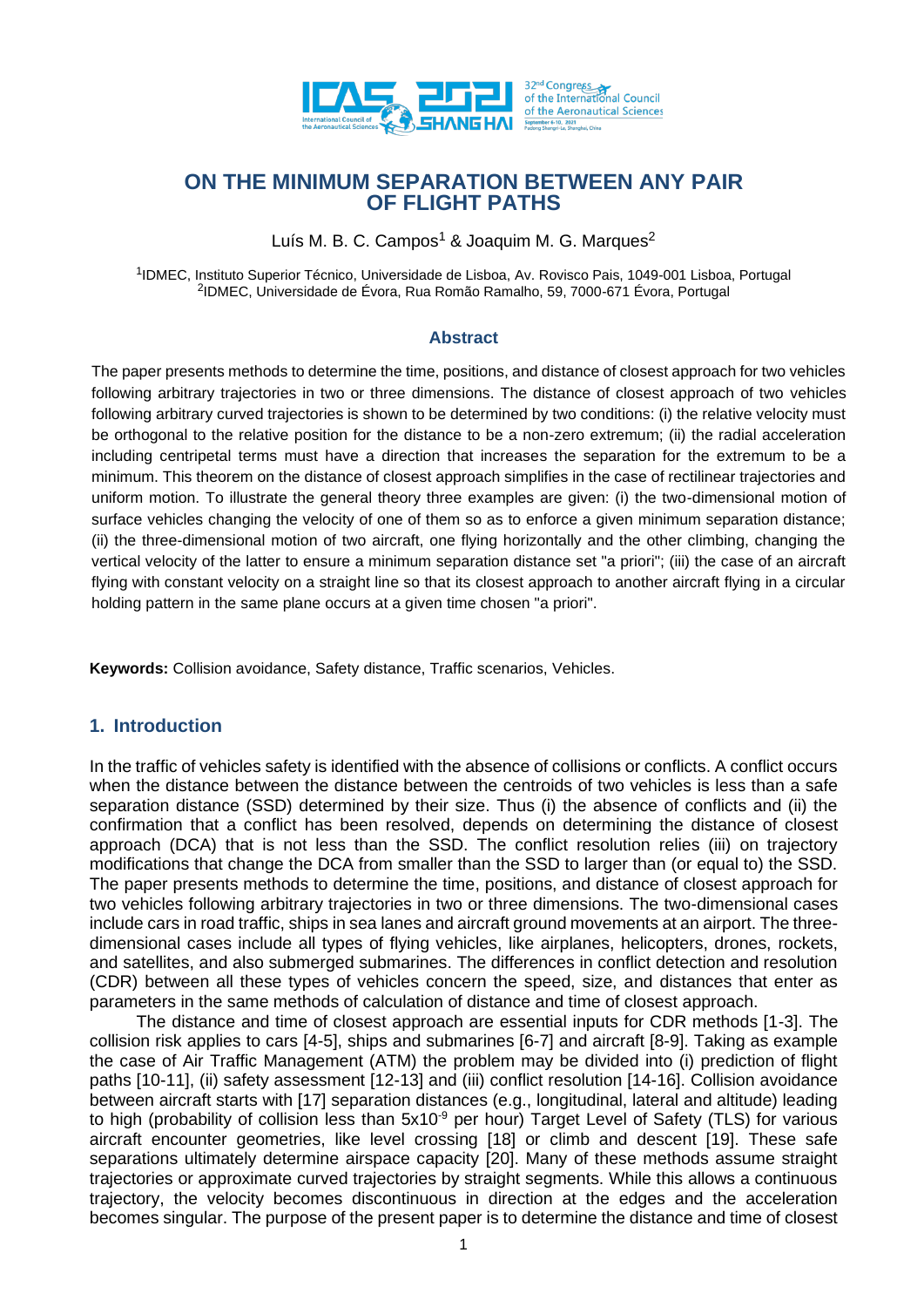# ON THE MINIMUM SEPARATION BETWEEN ANY PAIR OF FLIGHT PATHS

Luís M. B. C. Campos[1] & Joaquim M. G. Marques[2]

[1]IDMEC, Instituto Superior Técnico, Universidade de Lisboa, Av. Rovisco Pais, 1049-001 Lisboa, Portugal
[2]IDMEC, Universidade de Évora, Rua Romão Ramalho, 59, 7000-671 Évora, Portugal

## Abstract

The paper presents methods to determine the time, positions, and distance of closest approach for two vehicles following arbitrary trajectories in two or three dimensions. The distance of closest approach of two vehicles following arbitrary curved trajectories is shown to be determined by two conditions: (i) the relative velocity must be orthogonal to the relative position for the distance to be a non-zero extremum; (ii) the radial acceleration including centripetal terms must have a direction that increases the separation for the extremum to be a minimum. This theorem on the distance of closest approach simplifies in the case of rectilinear trajectories and uniform motion. To illustrate the general theory three examples are given: (i) the two-dimensional motion of surface vehicles changing the velocity of one of them so as to enforce a given minimum separation distance; (ii) the three-dimensional motion of two aircraft, one flying horizontally and the other climbing, changing the vertical velocity of the latter to ensure a minimum separation distance set "a priori"; (iii) the case of an aircraft flying with constant velocity on a straight line so that its closest approach to another aircraft flying in a circular holding pattern in the same plane occurs at a given time chosen "a priori".

**Keywords:** Collision avoidance, Safety distance, Traffic scenarios, Vehicles.

## 1. Introduction

In the traffic of vehicles safety is identified with the absence of collisions or conflicts. A conflict occurs when the distance between the distance between the centroids of two vehicles is less than a safe separation distance (SSD) determined by their size. Thus (i) the absence of conflicts and (ii) the confirmation that a conflict has been resolved, depends on determining the distance of closest approach (DCA) that is not less than the SSD. The conflict resolution relies (iii) on trajectory modifications that change the DCA from smaller than the SSD to larger than (or equal to) the SSD. The paper presents methods to determine the time, positions, and distance of closest approach for two vehicles following arbitrary trajectories in two or three dimensions. The two-dimensional cases include cars in road traffic, ships in sea lanes and aircraft ground movements at an airport. The three-dimensional cases include all types of flying vehicles, like airplanes, helicopters, drones, rockets, and satellites, and also submerged submarines. The differences in conflict detection and resolution (CDR) between all these types of vehicles concern the speed, size, and distances that enter as parameters in the same methods of calculation of distance and time of closest approach.

The distance and time of closest approach are essential inputs for CDR methods [1-3]. The collision risk applies to cars [4-5], ships and submarines [6-7] and aircraft [8-9]. Taking as example the case of Air Traffic Management (ATM) the problem may be divided into (i) prediction of flight paths [10-11], (ii) safety assessment [12-13] and (iii) conflict resolution [14-16]. Collision avoidance between aircraft starts with [17] separation distances (e.g., longitudinal, lateral and altitude) leading to high (probability of collision less than $5\mathrm{x}10^{-9}$ per hour) Target Level of Safety (TLS) for various aircraft encounter geometries, like level crossing [18] or climb and descent [19]. These safe separations ultimately determine airspace capacity [20]. Many of these methods assume straight trajectories or approximate curved trajectories by straight segments. While this allows a continuous trajectory, the velocity becomes discontinuous in direction at the edges and the acceleration becomes singular. The purpose of the present paper is to determine the distance and time of closest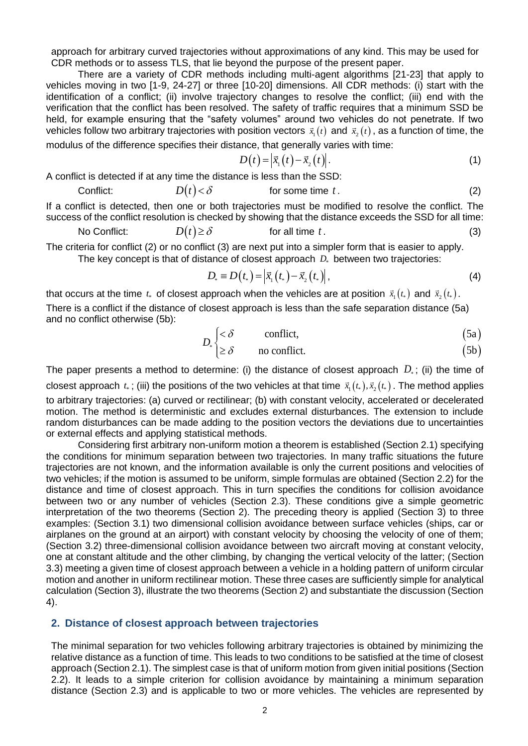approach for arbitrary curved trajectories without approximations of any kind. This may be used for CDR methods or to assess TLS, that lie beyond the purpose of the present paper.

There are a variety of CDR methods including multi-agent algorithms [21-23] that apply to vehicles moving in two [1-9, 24-27] or three [10-20] dimensions. All CDR methods: (i) start with the identification of a conflict; (ii) involve trajectory changes to resolve the conflict; (iii) end with the verification that the conflict has been resolved. The safety of traffic requires that a minimum SSD be held, for example ensuring that the "safety volumes" around two vehicles do not penetrate. If two vehicles follow two arbitrary trajectories with position vectors $\vec{x}_1(t)$ and $\vec{x}_2(t)$, as a function of time, the modulus of the difference specifies their distance, that generally varies with time:

$$D(t) = \left|\vec{x}_1(t) - \vec{x}_2(t)\right|. \tag{1}$$

A conflict is detected if at any time the distance is less than the SSD:

$$\text{Conflict:} \qquad D(t) < \delta \qquad \text{for some time } t. \tag{2}$$

If a conflict is detected, then one or both trajectories must be modified to resolve the conflict. The success of the conflict resolution is checked by showing that the distance exceeds the SSD for all time:

$$\text{No Conflict:} \qquad D(t) \geq \delta \qquad \text{for all time } t. \tag{3}$$

The criteria for conflict (2) or no conflict (3) are next put into a simpler form that is easier to apply.

The key concept is that of distance of closest approach $D_*$ between two trajectories:

$$D_* \equiv D(t_*) = \left|\vec{x}_1(t_*) - \vec{x}_2(t_*)\right|, \tag{4}$$

that occurs at the time $t_*$ of closest approach when the vehicles are at position $\vec{x}_1(t_*)$ and $\vec{x}_2(t_*)$.

There is a conflict if the distance of closest approach is less than the safe separation distance (5a) and no conflict otherwise (5b):

$$D_* \begin{cases} < \delta & \text{conflict,} & (5\text{a}) \\ \geq \delta & \text{no conflict.} & (5\text{b}) \end{cases}$$

The paper presents a method to determine: (i) the distance of closest approach $D_*$; (ii) the time of closest approach $t_*$; (iii) the positions of the two vehicles at that time $\vec{x}_1(t_*), \vec{x}_2(t_*)$. The method applies to arbitrary trajectories: (a) curved or rectilinear; (b) with constant velocity, accelerated or decelerated motion. The method is deterministic and excludes external disturbances. The extension to include random disturbances can be made adding to the position vectors the deviations due to uncertainties or external effects and applying statistical methods.

Considering first arbitrary non-uniform motion a theorem is established (Section 2.1) specifying the conditions for minimum separation between two trajectories. In many traffic situations the future trajectories are not known, and the information available is only the current positions and velocities of two vehicles; if the motion is assumed to be uniform, simple formulas are obtained (Section 2.2) for the distance and time of closest approach. This in turn specifies the conditions for collision avoidance between two or any number of vehicles (Section 2.3). These conditions give a simple geometric interpretation of the two theorems (Section 2). The preceding theory is applied (Section 3) to three examples: (Section 3.1) two dimensional collision avoidance between surface vehicles (ships, car or airplanes on the ground at an airport) with constant velocity by choosing the velocity of one of them; (Section 3.2) three-dimensional collision avoidance between two aircraft moving at constant velocity, one at constant altitude and the other climbing, by changing the vertical velocity of the latter; (Section 3.3) meeting a given time of closest approach between a vehicle in a holding pattern of uniform circular motion and another in uniform rectilinear motion. These three cases are sufficiently simple for analytical calculation (Section 3), illustrate the two theorems (Section 2) and substantiate the discussion (Section 4).

## 2. Distance of closest approach between trajectories

The minimal separation for two vehicles following arbitrary trajectories is obtained by minimizing the relative distance as a function of time. This leads to two conditions to be satisfied at the time of closest approach (Section 2.1). The simplest case is that of uniform motion from given initial positions (Section 2.2). It leads to a simple criterion for collision avoidance by maintaining a minimum separation distance (Section 2.3) and is applicable to two or more vehicles. The vehicles are represented by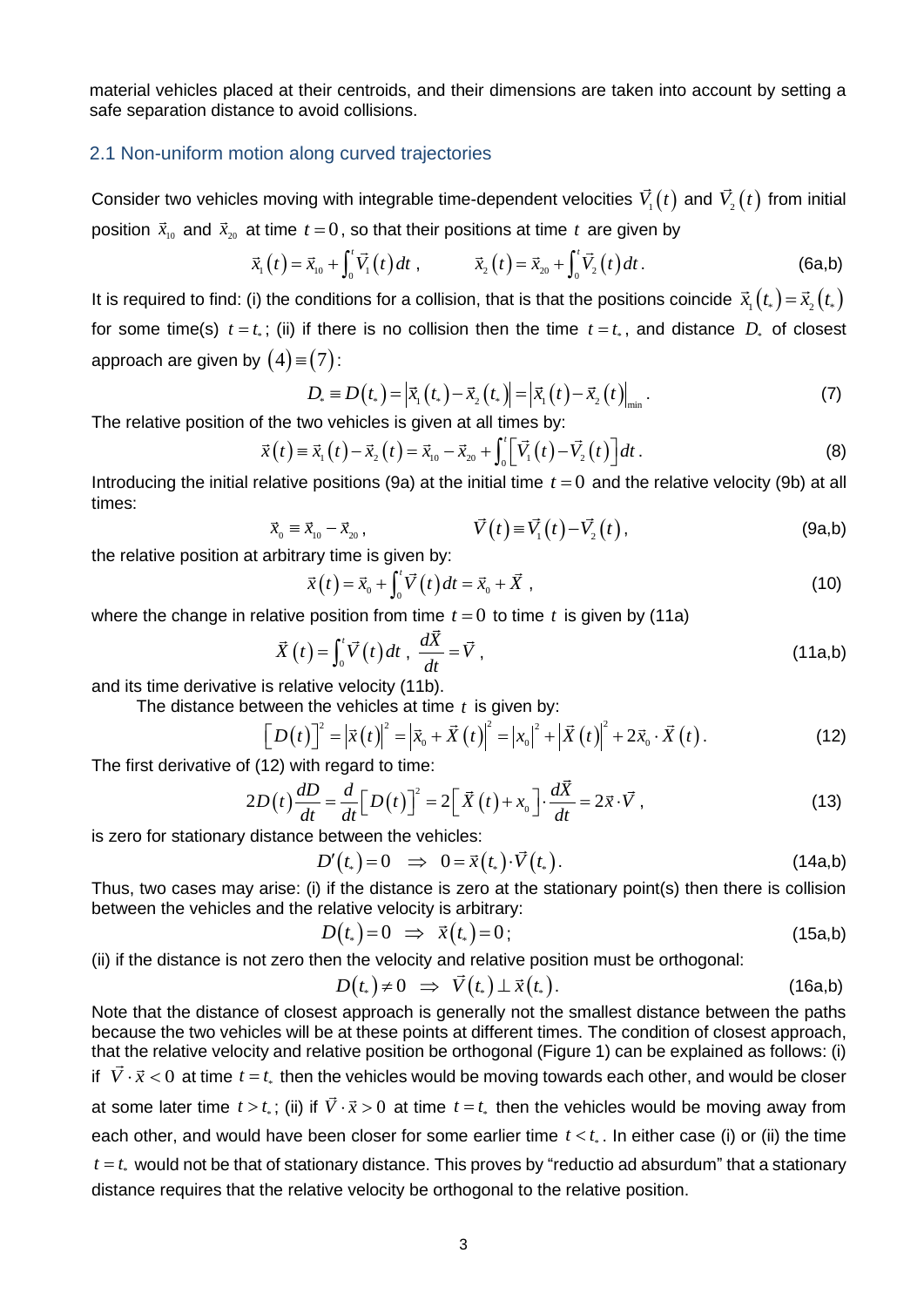material vehicles placed at their centroids, and their dimensions are taken into account by setting a safe separation distance to avoid collisions.

## 2.1 Non-uniform motion along curved trajectories

Consider two vehicles moving with integrable time-dependent velocities $\vec{V}_1(t)$ and $\vec{V}_2(t)$ from initial position $\vec{x}_{10}$ and $\vec{x}_{20}$ at time $t=0$, so that their positions at time $t$ are given by

$$\vec{x}_1(t) = \vec{x}_{10} + \int_0^t \vec{V}_1(t)\,dt\,, \qquad \vec{x}_2(t) = \vec{x}_{20} + \int_0^t \vec{V}_2(t)\,dt\,. \tag{6a,b}$$

It is required to find: (i) the conditions for a collision, that is that the positions coincide $\vec{x}_1(t_*) = \vec{x}_2(t_*)$ for some time(s) $t=t_*$; (ii) if there is no collision then the time $t=t_*$, and distance $D_*$ of closest approach are given by $(4)\equiv(7)$:

$$D_* \equiv D(t_*) = \left|\vec{x}_1(t_*) - \vec{x}_2(t_*)\right| = \left|\vec{x}_1(t) - \vec{x}_2(t)\right|_{\min}. \tag{7}$$

The relative position of the two vehicles is given at all times by:

$$\vec{x}(t) \equiv \vec{x}_1(t) - \vec{x}_2(t) = \vec{x}_{10} - \vec{x}_{20} + \int_0^t \left[\vec{V}_1(t) - \vec{V}_2(t)\right]dt\,. \tag{8}$$

Introducing the initial relative positions (9a) at the initial time $t=0$ and the relative velocity (9b) at all times:

$$\vec{x}_0 \equiv \vec{x}_{10} - \vec{x}_{20}\,, \qquad \vec{V}(t) \equiv \vec{V}_1(t) - \vec{V}_2(t)\,, \tag{9a,b}$$

the relative position at arbitrary time is given by:

$$\vec{x}(t) = \vec{x}_0 + \int_0^t \vec{V}(t)\,dt = \vec{x}_0 + \vec{X}\,, \tag{10}$$

where the change in relative position from time $t=0$ to time $t$ is given by (11a)

$$\vec{X}(t) = \int_0^t \vec{V}(t)\,dt\,, \quad \frac{d\vec{X}}{dt} = \vec{V}\,, \tag{11a,b}$$

and its time derivative is relative velocity (11b).

The distance between the vehicles at time $t$ is given by:

$$\left[D(t)\right]^2 = \left|\vec{x}(t)\right|^2 = \left|\vec{x}_0 + \vec{X}(t)\right|^2 = \left|x_0\right|^2 + \left|\vec{X}(t)\right|^2 + 2\vec{x}_0 \cdot \vec{X}(t)\,. \tag{12}$$

The first derivative of (12) with regard to time:

$$2D(t)\frac{dD}{dt} = \frac{d}{dt}\left[D(t)\right]^2 = 2\left[\vec{X}(t) + x_0\right]\cdot\frac{d\vec{X}}{dt} = 2\vec{x}\cdot\vec{V}\,, \tag{13}$$

is zero for stationary distance between the vehicles:

$$D'(t_*) = 0 \quad\Rightarrow\quad 0 = \vec{x}(t_*)\cdot\vec{V}(t_*)\,. \tag{14a,b}$$

Thus, two cases may arise: (i) if the distance is zero at the stationary point(s) then there is collision between the vehicles and the relative velocity is arbitrary:

$$D(t_*) = 0 \quad\Rightarrow\quad \vec{x}(t_*) = 0\,; \tag{15a,b}$$

(ii) if the distance is not zero then the velocity and relative position must be orthogonal:

$$D(t_*) \neq 0 \quad\Rightarrow\quad \vec{V}(t_*) \perp \vec{x}(t_*)\,. \tag{16a,b}$$

Note that the distance of closest approach is generally not the smallest distance between the paths because the two vehicles will be at these points at different times. The condition of closest approach, that the relative velocity and relative position be orthogonal (Figure 1) can be explained as follows: (i) if $\vec{V}\cdot\vec{x} < 0$ at time $t=t_*$ then the vehicles would be moving towards each other, and would be closer at some later time $t > t_*$; (ii) if $\vec{V}\cdot\vec{x} > 0$ at time $t=t_*$ then the vehicles would be moving away from each other, and would have been closer for some earlier time $t < t_*$. In either case (i) or (ii) the time $t=t_*$ would not be that of stationary distance. This proves by "reductio ad absurdum" that a stationary distance requires that the relative velocity be orthogonal to the relative position.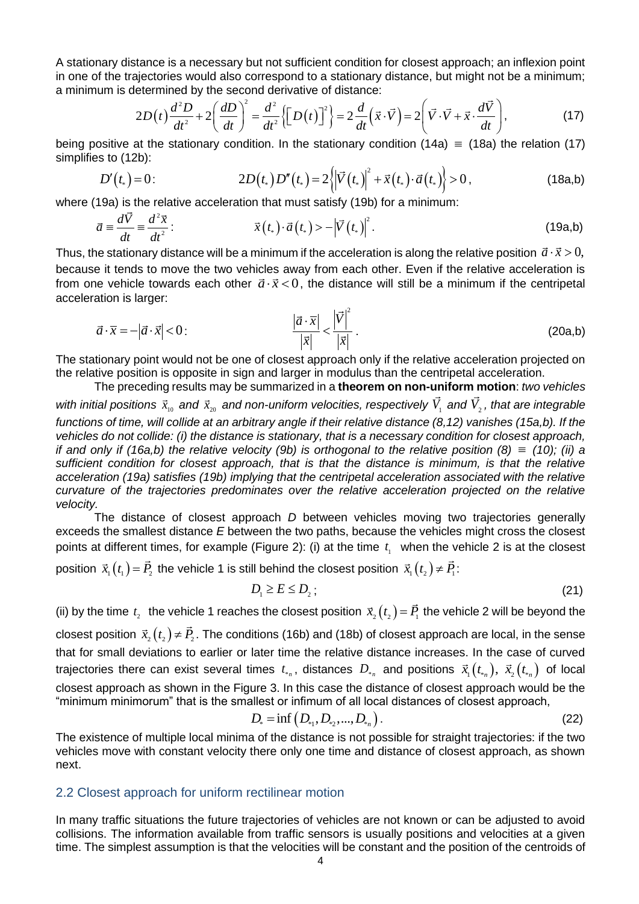A stationary distance is a necessary but not sufficient condition for closest approach; an inflexion point in one of the trajectories would also correspond to a stationary distance, but might not be a minimum; a minimum is determined by the second derivative of distance:

$$2D(t)\frac{d^2D}{dt^2}+2\left(\frac{dD}{dt}\right)^2=\frac{d^2}{dt^2}\left\{\left[D(t)\right]^2\right\}=2\frac{d}{dt}\left(\vec{x}\cdot\vec{V}\right)=2\left(\vec{V}\cdot\vec{V}+\vec{x}\cdot\frac{d\vec{V}}{dt}\right), \tag{17}$$

being positive at the stationary condition. In the stationary condition (14a) $\equiv$ (18a) the relation (17) simplifies to (12b):

$$D'(t_*)=0: \qquad 2D(t_*)D''(t_*)=2\left\{\left|\vec{V}(t_*)\right|^2+\vec{x}(t_*)\cdot\vec{a}(t_*)\right\}>0, \tag{18a,b}$$

where (19a) is the relative acceleration that must satisfy (19b) for a minimum:

$$\vec{a}\equiv\frac{d\vec{V}}{dt}\equiv\frac{d^2\vec{x}}{dt^2}: \qquad \vec{x}(t_*)\cdot\vec{a}(t_*)>-\left|\vec{V}(t_*)\right|^2. \tag{19a,b}$$

Thus, the stationary distance will be a minimum if the acceleration is along the relative position $\vec{a}\cdot\vec{x}>0$, because it tends to move the two vehicles away from each other. Even if the relative acceleration is from one vehicle towards each other $\vec{a}\cdot\vec{x}<0$, the distance will still be a minimum if the centripetal acceleration is larger:

$$\vec{a}\cdot\vec{x}=-\left|\vec{a}\cdot\vec{x}\right|<0: \qquad \frac{\left|\vec{a}\cdot\vec{x}\right|}{\left|\vec{x}\right|}<\frac{\left|\vec{V}\right|^2}{\left|\vec{x}\right|}. \tag{20a,b}$$

The stationary point would not be one of closest approach only if the relative acceleration projected on the relative position is opposite in sign and larger in modulus than the centripetal acceleration.

The preceding results may be summarized in a **theorem on non-uniform motion**: *two vehicles with initial positions $\vec{x}_{10}$ and $\vec{x}_{20}$ and non-uniform velocities, respectively $\vec{V}_1$ and $\vec{V}_2$, that are integrable functions of time, will collide at an arbitrary angle if their relative distance (8,12) vanishes (15a,b). If the vehicles do not collide: (i) the distance is stationary, that is a necessary condition for closest approach, if and only if (16a,b) the relative velocity (9b) is orthogonal to the relative position (8) $\equiv$ (10); (ii) a sufficient condition for closest approach, that is that the distance is minimum, is that the relative acceleration (19a) satisfies (19b) implying that the centripetal acceleration associated with the relative curvature of the trajectories predominates over the relative acceleration projected on the relative velocity.*

The distance of closest approach *D* between vehicles moving two trajectories generally exceeds the smallest distance *E* between the two paths, because the vehicles might cross the closest points at different times, for example (Figure 2): (i) at the time $t_1$ when the vehicle 2 is at the closest position $\vec{x}_1(t_1)=\vec{P}_2$ the vehicle 1 is still behind the closest position $\vec{x}_1(t_2)\neq\vec{P}_1$:

$$D_1\geq E\leq D_2; \tag{21}$$

(ii) by the time $t_2$ the vehicle 1 reaches the closest position $\vec{x}_2(t_2)=\vec{P}_1$ the vehicle 2 will be beyond the closest position $\vec{x}_2(t_2)\neq\vec{P}_2$. The conditions (16b) and (18b) of closest approach are local, in the sense that for small deviations to earlier or later time the relative distance increases. In the case of curved trajectories there can exist several times $t_{*n}$, distances $D_{*n}$ and positions $\vec{x}_1(t_{*n})$, $\vec{x}_2(t_{*n})$ of local closest approach as shown in the Figure 3. In this case the distance of closest approach would be the "minimum minimorum" that is the smallest or infimum of all local distances of closest approach,

$$D_*=\inf\left(D_{*1},D_{*2},...,D_{*n}\right). \tag{22}$$

The existence of multiple local minima of the distance is not possible for straight trajectories: if the two vehicles move with constant velocity there only one time and distance of closest approach, as shown next.

## 2.2 Closest approach for uniform rectilinear motion

In many traffic situations the future trajectories of vehicles are not known or can be adjusted to avoid collisions. The information available from traffic sensors is usually positions and velocities at a given time. The simplest assumption is that the velocities will be constant and the position of the centroids of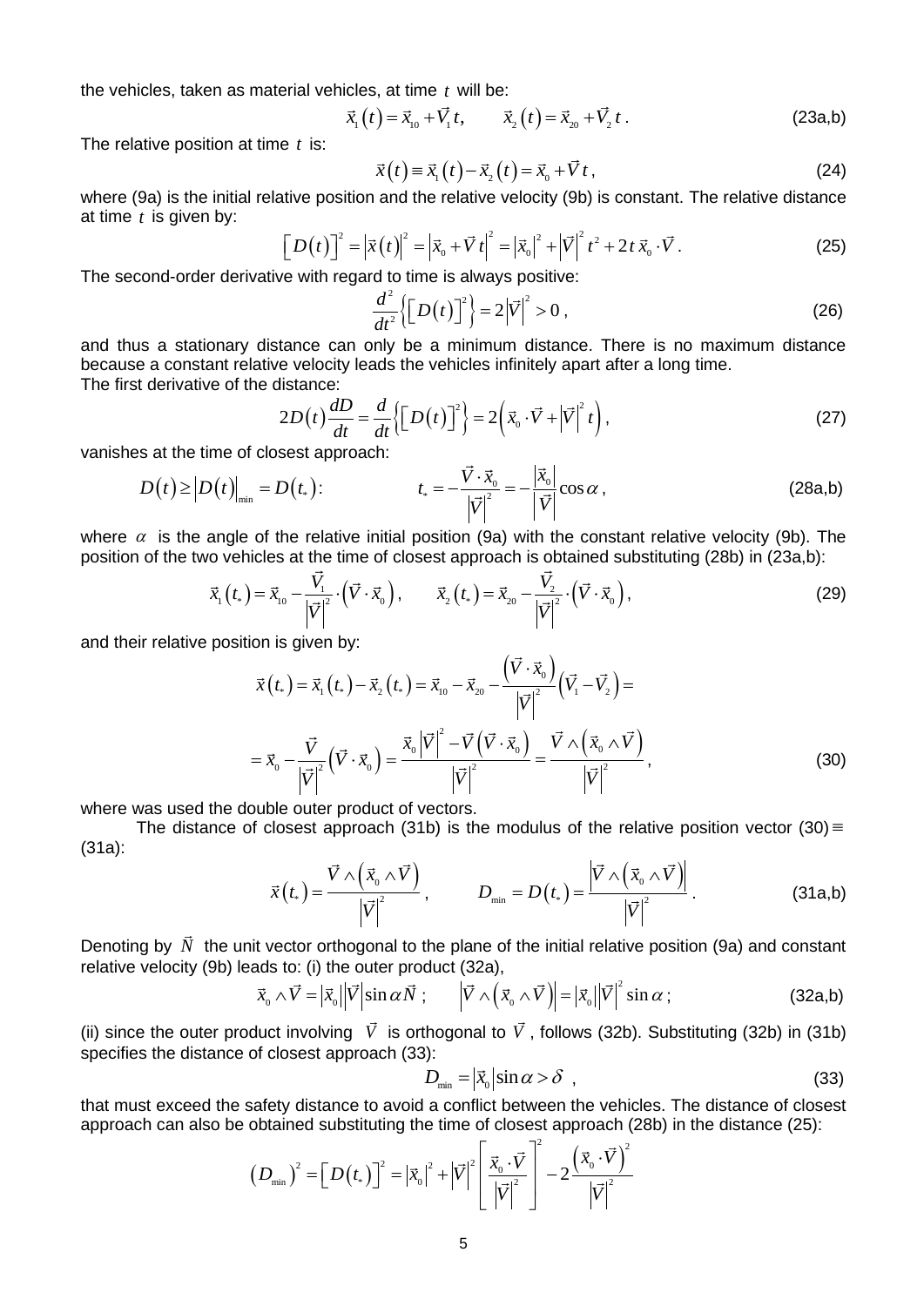the vehicles, taken as material vehicles, at time $t$ will be:

$$\vec{x}_1(t) = \vec{x}_{10} + \vec{V}_1 t, \qquad \vec{x}_2(t) = \vec{x}_{20} + \vec{V}_2 t. \tag{23a,b}$$

The relative position at time $t$ is:

$$\vec{x}(t) \equiv \vec{x}_1(t) - \vec{x}_2(t) = \vec{x}_0 + \vec{V} t, \tag{24}$$

where (9a) is the initial relative position and the relative velocity (9b) is constant. The relative distance at time $t$ is given by:

$$\left[D(t)\right]^2 = \left|\vec{x}(t)\right|^2 = \left|\vec{x}_0 + \vec{V} t\right|^2 = \left|\vec{x}_0\right|^2 + \left|\vec{V}\right|^2 t^2 + 2t\,\vec{x}_0 \cdot \vec{V}. \tag{25}$$

The second-order derivative with regard to time is always positive:

$$\frac{d^2}{dt^2}\left\{\left[D(t)\right]^2\right\} = 2\left|\vec{V}\right|^2 > 0, \tag{26}$$

and thus a stationary distance can only be a minimum distance. There is no maximum distance because a constant relative velocity leads the vehicles infinitely apart after a long time.
The first derivative of the distance:

$$2D(t)\frac{dD}{dt} = \frac{d}{dt}\left\{\left[D(t)\right]^2\right\} = 2\left(\vec{x}_0 \cdot \vec{V} + \left|\vec{V}\right|^2 t\right), \tag{27}$$

vanishes at the time of closest approach:

$$D(t) \ge \left|D(t)\right|_{\min} = D(t_*): \qquad t_* = -\frac{\vec{V} \cdot \vec{x}_0}{\left|\vec{V}\right|^2} = -\frac{\left|\vec{x}_0\right|}{\left|\vec{V}\right|}\cos\alpha, \tag{28a,b}$$

where $\alpha$ is the angle of the relative initial position (9a) with the constant relative velocity (9b). The position of the two vehicles at the time of closest approach is obtained substituting (28b) in (23a,b):

$$\vec{x}_1(t_*) = \vec{x}_{10} - \frac{\vec{V}_1}{\left|\vec{V}\right|^2}\cdot\left(\vec{V} \cdot \vec{x}_0\right), \qquad \vec{x}_2(t_*) = \vec{x}_{20} - \frac{\vec{V}_2}{\left|\vec{V}\right|^2}\cdot\left(\vec{V} \cdot \vec{x}_0\right), \tag{29}$$

and their relative position is given by:

$$\begin{aligned}\vec{x}(t_*) &= \vec{x}_1(t_*) - \vec{x}_2(t_*) = \vec{x}_{10} - \vec{x}_{20} - \frac{\left(\vec{V} \cdot \vec{x}_0\right)}{\left|\vec{V}\right|^2}\left(\vec{V}_1 - \vec{V}_2\right) = \\ &= \vec{x}_0 - \frac{\vec{V}}{\left|\vec{V}\right|^2}\left(\vec{V} \cdot \vec{x}_0\right) = \frac{\vec{x}_0\left|\vec{V}\right|^2 - \vec{V}\left(\vec{V} \cdot \vec{x}_0\right)}{\left|\vec{V}\right|^2} = \frac{\vec{V} \wedge \left(\vec{x}_0 \wedge \vec{V}\right)}{\left|\vec{V}\right|^2},\end{aligned} \tag{30}$$

where was used the double outer product of vectors.

The distance of closest approach (31b) is the modulus of the relative position vector (30) $\equiv$ (31a):

$$\vec{x}(t_*) = \frac{\vec{V} \wedge \left(\vec{x}_0 \wedge \vec{V}\right)}{\left|\vec{V}\right|^2}, \qquad D_{\min} = D(t_*) = \frac{\left|\vec{V} \wedge \left(\vec{x}_0 \wedge \vec{V}\right)\right|}{\left|\vec{V}\right|^2}. \tag{31a,b}$$

Denoting by $\vec{N}$ the unit vector orthogonal to the plane of the initial relative position (9a) and constant relative velocity (9b) leads to: (i) the outer product (32a),

$$\vec{x}_0 \wedge \vec{V} = \left|\vec{x}_0\right|\left|\vec{V}\right|\sin\alpha\,\vec{N}; \qquad \left|\vec{V} \wedge \left(\vec{x}_0 \wedge \vec{V}\right)\right| = \left|\vec{x}_0\right|\left|\vec{V}\right|^2 \sin\alpha; \tag{32a,b}$$

(ii) since the outer product involving $\vec{V}$ is orthogonal to $\vec{V}$, follows (32b). Substituting (32b) in (31b) specifies the distance of closest approach (33):

$$D_{\min} = \left|\vec{x}_0\right|\sin\alpha > \delta, \tag{33}$$

that must exceed the safety distance to avoid a conflict between the vehicles. The distance of closest approach can also be obtained substituting the time of closest approach (28b) in the distance (25):

$$\left(D_{\min}\right)^2 = \left[D(t_*)\right]^2 = \left|\vec{x}_0\right|^2 + \left|\vec{V}\right|^2\left[\frac{\vec{x}_0 \cdot \vec{V}}{\left|\vec{V}\right|^2}\right]^2 - 2\frac{\left(\vec{x}_0 \cdot \vec{V}\right)^2}{\left|\vec{V}\right|^2}$$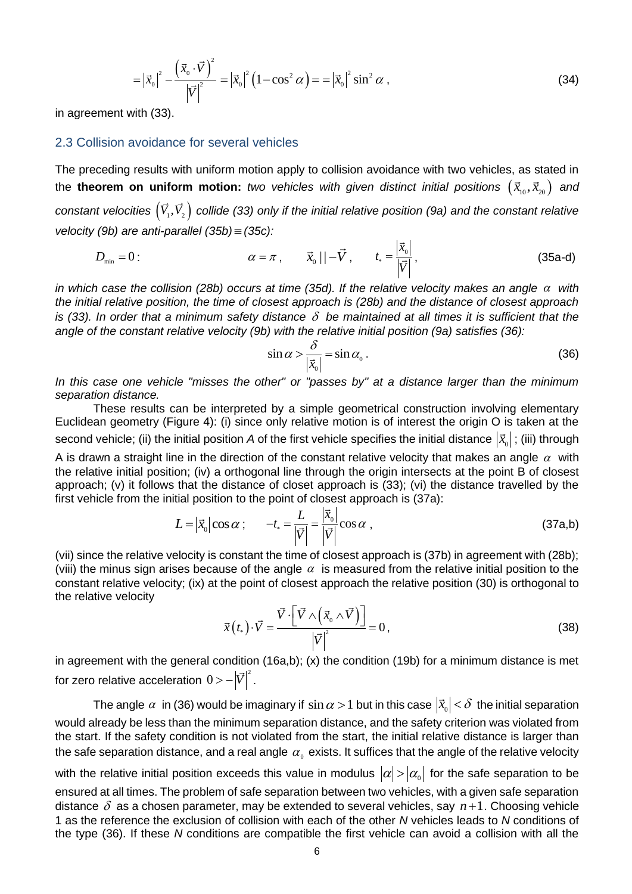$$= \left|\vec{x}_0\right|^2 - \frac{\left(\vec{x}_0 \cdot \vec{V}\right)^2}{\left|\vec{V}\right|^2} = \left|\vec{x}_0\right|^2 \left(1 - \cos^2 \alpha\right) = = \left|\vec{x}_0\right|^2 \sin^2 \alpha \,, \tag{34}$$

in agreement with (33).

## 2.3 Collision avoidance for several vehicles

The preceding results with uniform motion apply to collision avoidance with two vehicles, as stated in the **theorem on uniform motion:** *two vehicles with given distinct initial positions* $\left(\vec{x}_{10}, \vec{x}_{20}\right)$ *and constant velocities* $\left(\vec{V}_1, \vec{V}_2\right)$ *collide (33) only if the initial relative position (9a) and the constant relative velocity (9b) are anti-parallel (35b)≡(35c):*

$$D_{\min} = 0: \qquad \alpha = \pi\,, \qquad \vec{x}_0 \,||\, -\vec{V}\,, \qquad t_* = \frac{\left|\vec{x}_0\right|}{\left|\vec{V}\right|}, \tag{35a-d}$$

*in which case the collision (28b) occurs at time (35d). If the relative velocity makes an angle* $\alpha$ *with the initial relative position, the time of closest approach is (28b) and the distance of closest approach is (33). In order that a minimum safety distance* $\delta$ *be maintained at all times it is sufficient that the angle of the constant relative velocity (9b) with the relative initial position (9a) satisfies (36):*

$$\sin \alpha > \frac{\delta}{\left|\vec{x}_0\right|} = \sin \alpha_0 \,. \tag{36}$$

*In this case one vehicle "misses the other" or "passes by" at a distance larger than the minimum separation distance.*

These results can be interpreted by a simple geometrical construction involving elementary Euclidean geometry (Figure 4): (i) since only relative motion is of interest the origin O is taken at the second vehicle; (ii) the initial position *A* of the first vehicle specifies the initial distance $\left|\vec{x}_0\right|$; (iii) through A is drawn a straight line in the direction of the constant relative velocity that makes an angle $\alpha$ with the relative initial position; (iv) a orthogonal line through the origin intersects at the point B of closest approach; (v) it follows that the distance of closet approach is (33); (vi) the distance travelled by the first vehicle from the initial position to the point of closest approach is (37a):

$$L = \left|\vec{x}_0\right| \cos \alpha\,; \qquad -t_* = \frac{L}{\left|\vec{V}\right|} = \frac{\left|\vec{x}_0\right|}{\left|\vec{V}\right|} \cos \alpha \,, \tag{37a,b}$$

(vii) since the relative velocity is constant the time of closest approach is (37b) in agreement with (28b); (viii) the minus sign arises because of the angle $\alpha$ is measured from the relative initial position to the constant relative velocity; (ix) at the point of closest approach the relative position (30) is orthogonal to the relative velocity

$$\vec{x}\left(t_*\right) \cdot \vec{V} = \frac{\vec{V} \cdot \left[\vec{V} \wedge \left(\vec{x}_0 \wedge \vec{V}\right)\right]}{\left|\vec{V}\right|^2} = 0\,, \tag{38}$$

in agreement with the general condition (16a,b); (x) the condition (19b) for a minimum distance is met for zero relative acceleration $0 > -\left|\vec{V}\right|^2$.

The angle $\alpha$ in (36) would be imaginary if $\sin \alpha > 1$ but in this case $\left|\vec{x}_0\right| < \delta$ the initial separation would already be less than the minimum separation distance, and the safety criterion was violated from the start. If the safety condition is not violated from the start, the initial relative distance is larger than the safe separation distance, and a real angle $\alpha_0$ exists. It suffices that the angle of the relative velocity with the relative initial position exceeds this value in modulus $\left|\alpha\right| > \left|\alpha_0\right|$ for the safe separation to be ensured at all times. The problem of safe separation between two vehicles, with a given safe separation distance $\delta$ as a chosen parameter, may be extended to several vehicles, say $n+1$. Choosing vehicle 1 as the reference the exclusion of collision with each of the other *N* vehicles leads to *N* conditions of the type (36). If these *N* conditions are compatible the first vehicle can avoid a collision with all the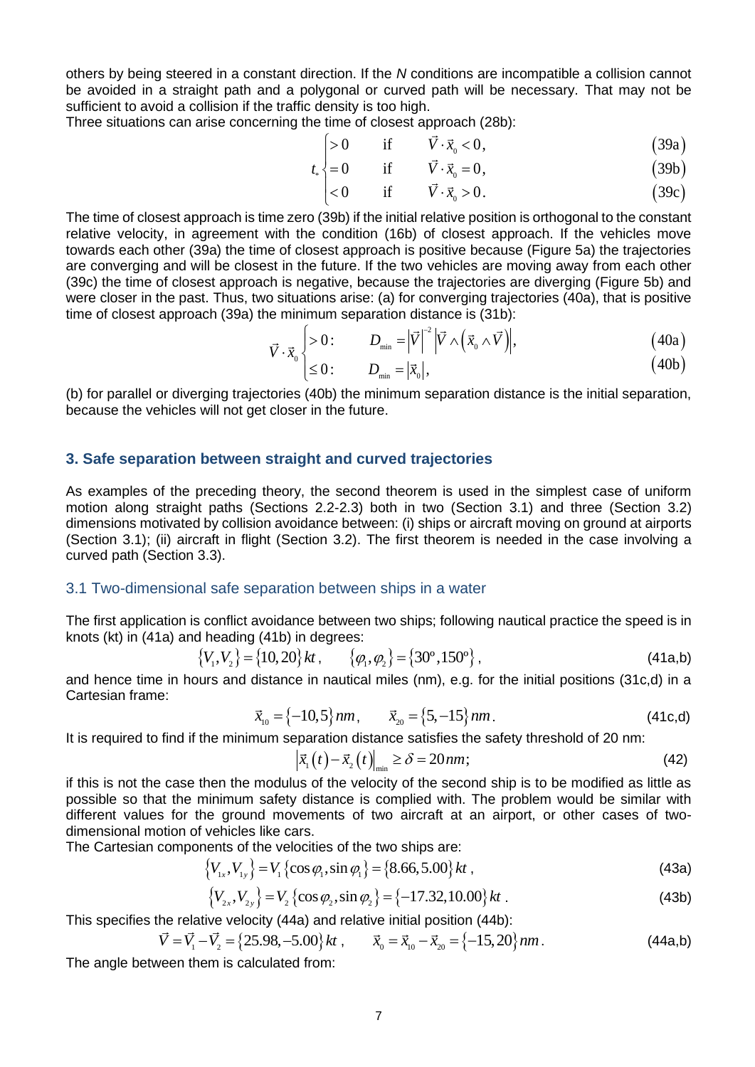others by being steered in a constant direction. If the $N$ conditions are incompatible a collision cannot be avoided in a straight path and a polygonal or curved path will be necessary. That may not be sufficient to avoid a collision if the traffic density is too high.

Three situations can arise concerning the time of closest approach (28b):

$$t_* \begin{cases} >0 & \text{if} \quad \vec{V}\cdot\vec{x}_0 < 0, & (39\text{a}) \\ =0 & \text{if} \quad \vec{V}\cdot\vec{x}_0 = 0, & (39\text{b}) \\ <0 & \text{if} \quad \vec{V}\cdot\vec{x}_0 > 0. & (39\text{c}) \end{cases}$$

The time of closest approach is time zero (39b) if the initial relative position is orthogonal to the constant relative velocity, in agreement with the condition (16b) of closest approach. If the vehicles move towards each other (39a) the time of closest approach is positive because (Figure 5a) the trajectories are converging and will be closest in the future. If the two vehicles are moving away from each other (39c) the time of closest approach is negative, because the trajectories are diverging (Figure 5b) and were closer in the past. Thus, two situations arise: (a) for converging trajectories (40a), that is positive time of closest approach (39a) the minimum separation distance is (31b):

$$\vec{V}\cdot\vec{x}_0 \begin{cases} >0: & D_{\min} = \left|\vec{V}\right|^{-2}\left|\vec{V}\wedge\left(\vec{x}_0\wedge\vec{V}\right)\right|, & (40\text{a}) \\ \le 0: & D_{\min} = \left|\vec{x}_0\right|, & (40\text{b}) \end{cases}$$

(b) for parallel or diverging trajectories (40b) the minimum separation distance is the initial separation, because the vehicles will not get closer in the future.

## 3. Safe separation between straight and curved trajectories

As examples of the preceding theory, the second theorem is used in the simplest case of uniform motion along straight paths (Sections 2.2-2.3) both in two (Section 3.1) and three (Section 3.2) dimensions motivated by collision avoidance between: (i) ships or aircraft moving on ground at airports (Section 3.1); (ii) aircraft in flight (Section 3.2). The first theorem is needed in the case involving a curved path (Section 3.3).

### 3.1 Two-dimensional safe separation between ships in a water

The first application is conflict avoidance between two ships; following nautical practice the speed is in knots (kt) in (41a) and heading (41b) in degrees:

$$\left\{V_1,V_2\right\} = \left\{10,20\right\}kt, \qquad \left\{\varphi_1,\varphi_2\right\} = \left\{30^\circ,150^\circ\right\}, \tag{41a,b}$$

and hence time in hours and distance in nautical miles (nm), e.g. for the initial positions (31c,d) in a Cartesian frame:

$$\vec{x}_{10} = \left\{-10,5\right\}nm, \qquad \vec{x}_{20} = \left\{5,-15\right\}nm. \tag{41c,d}$$

It is required to find if the minimum separation distance satisfies the safety threshold of 20 nm:

$$\left|\vec{x}_1(t) - \vec{x}_2(t)\right|_{\min} \ge \delta = 20\,nm; \tag{42}$$

if this is not the case then the modulus of the velocity of the second ship is to be modified as little as possible so that the minimum safety distance is complied with. The problem would be similar with different values for the ground movements of two aircraft at an airport, or other cases of two-dimensional motion of vehicles like cars.

The Cartesian components of the velocities of the two ships are:

$$\left\{V_{1x},V_{1y}\right\} = V_1\left\{\cos\varphi_1,\sin\varphi_1\right\} = \left\{8.66,5.00\right\}kt, \tag{43a}$$

$$\left\{V_{2x},V_{2y}\right\} = V_2\left\{\cos\varphi_2,\sin\varphi_2\right\} = \left\{-17.32,10.00\right\}kt. \tag{43b}$$

This specifies the relative velocity (44a) and relative initial position (44b):

$$\vec{V} = \vec{V}_1 - \vec{V}_2 = \left\{25.98,-5.00\right\}kt, \qquad \vec{x}_0 = \vec{x}_{10} - \vec{x}_{20} = \left\{-15,20\right\}nm. \tag{44a,b}$$

The angle between them is calculated from: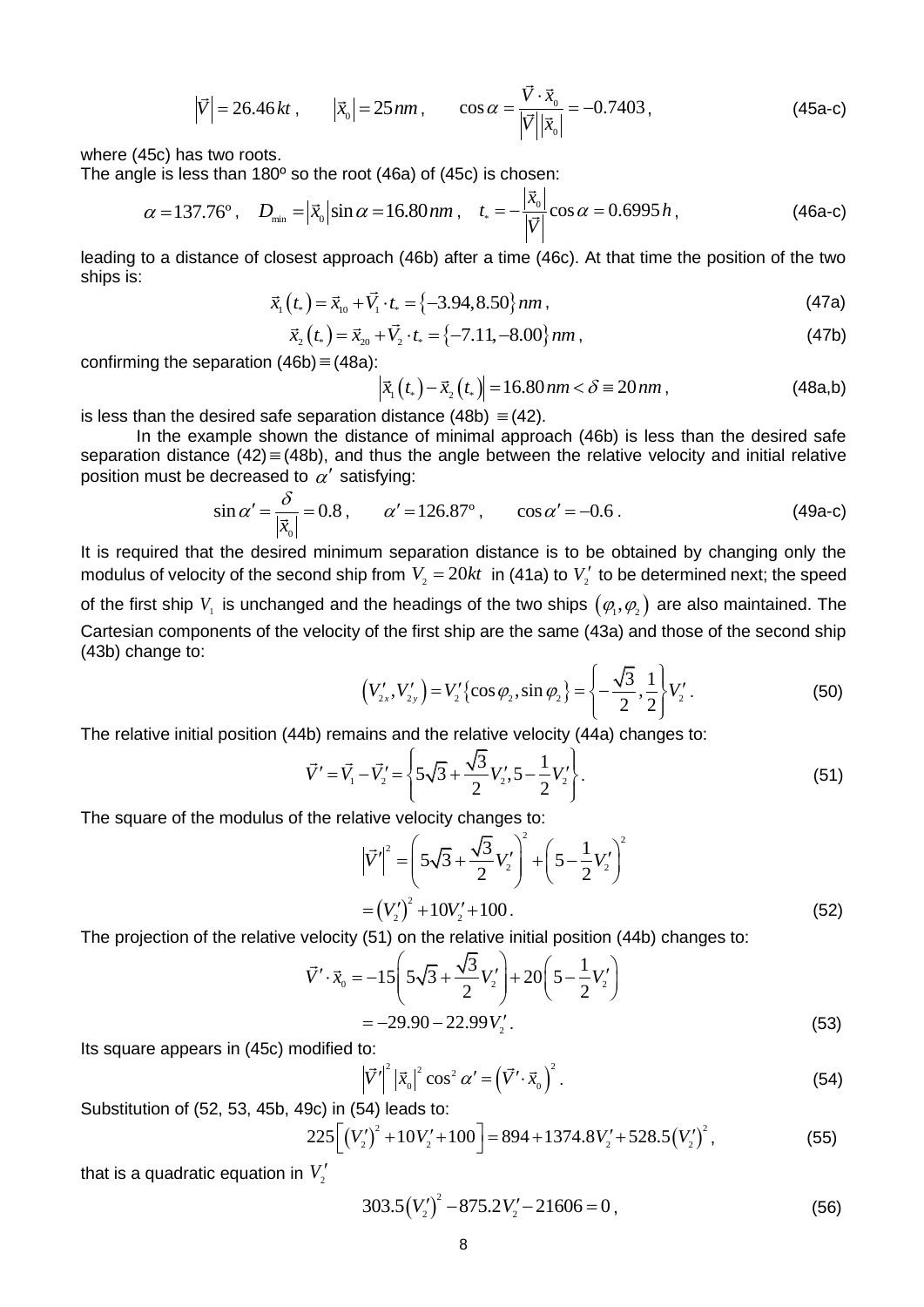$$\left|\vec{V}\right| = 26.46\,kt\,, \qquad \left|\vec{x}_0\right| = 25\,nm\,, \qquad \cos\alpha = \frac{\vec{V}\cdot\vec{x}_0}{\left|\vec{V}\right|\left|\vec{x}_0\right|} = -0.7403\,, \tag{45a-c}$$

where (45c) has two roots.

The angle is less than 180º so the root (46a) of (45c) is chosen:

$$\alpha = 137.76^{\circ}\,, \quad D_{\min} = \left|\vec{x}_0\right|\sin\alpha = 16.80\,nm\,, \quad t_* = -\frac{\left|\vec{x}_0\right|}{\left|\vec{V}\right|}\cos\alpha = 0.6995\,h\,, \tag{46a-c}$$

leading to a distance of closest approach (46b) after a time (46c). At that time the position of the two ships is:

$$\vec{x}_1\left(t_*\right) = \vec{x}_{10} + \vec{V}_1\cdot t_* = \left\{-3.94, 8.50\right\} nm\,, \tag{47a}$$

$$\vec{x}_2\left(t_*\right) = \vec{x}_{20} + \vec{V}_2\cdot t_* = \left\{-7.11, -8.00\right\} nm\,, \tag{47b}$$

confirming the separation (46b)$\equiv$(48a):

$$\left|\vec{x}_1\left(t_*\right) - \vec{x}_2\left(t_*\right)\right| = 16.80\,nm < \delta \equiv 20\,nm\,, \tag{48a,b}$$

is less than the desired safe separation distance (48b) $\equiv$(42).

In the example shown the distance of minimal approach (46b) is less than the desired safe separation distance (42)$\equiv$(48b), and thus the angle between the relative velocity and initial relative position must be decreased to $\alpha'$ satisfying:

$$\sin\alpha' = \frac{\delta}{\left|\vec{x}_0\right|} = 0.8\,, \qquad \alpha' = 126.87^{\circ}\,, \qquad \cos\alpha' = -0.6\,. \tag{49a-c}$$

It is required that the desired minimum separation distance is to be obtained by changing only the modulus of velocity of the second ship from $V_2 = 20kt$ in (41a) to $V_2'$ to be determined next; the speed of the first ship $V_1$ is unchanged and the headings of the two ships $\left(\varphi_1, \varphi_2\right)$ are also maintained. The Cartesian components of the velocity of the first ship are the same (43a) and those of the second ship (43b) change to:

$$\left(V_{2x}', V_{2y}'\right) = V_2'\left\{\cos\varphi_2, \sin\varphi_2\right\} = \left\{-\frac{\sqrt{3}}{2}, \frac{1}{2}\right\} V_2'\,. \tag{50}$$

The relative initial position (44b) remains and the relative velocity (44a) changes to:

$$\vec{V}' = \vec{V}_1 - \vec{V}_2' = \left\{5\sqrt{3} + \frac{\sqrt{3}}{2}V_2', 5 - \frac{1}{2}V_2'\right\}. \tag{51}$$

The square of the modulus of the relative velocity changes to:

$$\begin{aligned} \left|\vec{V}'\right|^2 &= \left(5\sqrt{3} + \frac{\sqrt{3}}{2}V_2'\right)^2 + \left(5 - \frac{1}{2}V_2'\right)^2 \\ &= \left(V_2'\right)^2 + 10V_2' + 100\,. \end{aligned} \tag{52}$$

The projection of the relative velocity (51) on the relative initial position (44b) changes to:

$$\begin{aligned} \vec{V}'\cdot\vec{x}_0 &= -15\left(5\sqrt{3} + \frac{\sqrt{3}}{2}V_2'\right) + 20\left(5 - \frac{1}{2}V_2'\right) \\ &= -29.90 - 22.99V_2'\,. \end{aligned} \tag{53}$$

Its square appears in (45c) modified to:

$$\left|\vec{V}'\right|^2 \left|\vec{x}_0\right|^2 \cos^2\alpha' = \left(\vec{V}'\cdot\vec{x}_0\right)^2. \tag{54}$$

Substitution of (52, 53, 45b, 49c) in (54) leads to:

$$225\left[\left(V_2'\right)^2 + 10V_2' + 100\right] = 894 + 1374.8V_2' + 528.5\left(V_2'\right)^2, \tag{55}$$

that is a quadratic equation in $V_2'$

$$303.5\left(V_2'\right)^2 - 875.2V_2' - 21606 = 0\,, \tag{56}$$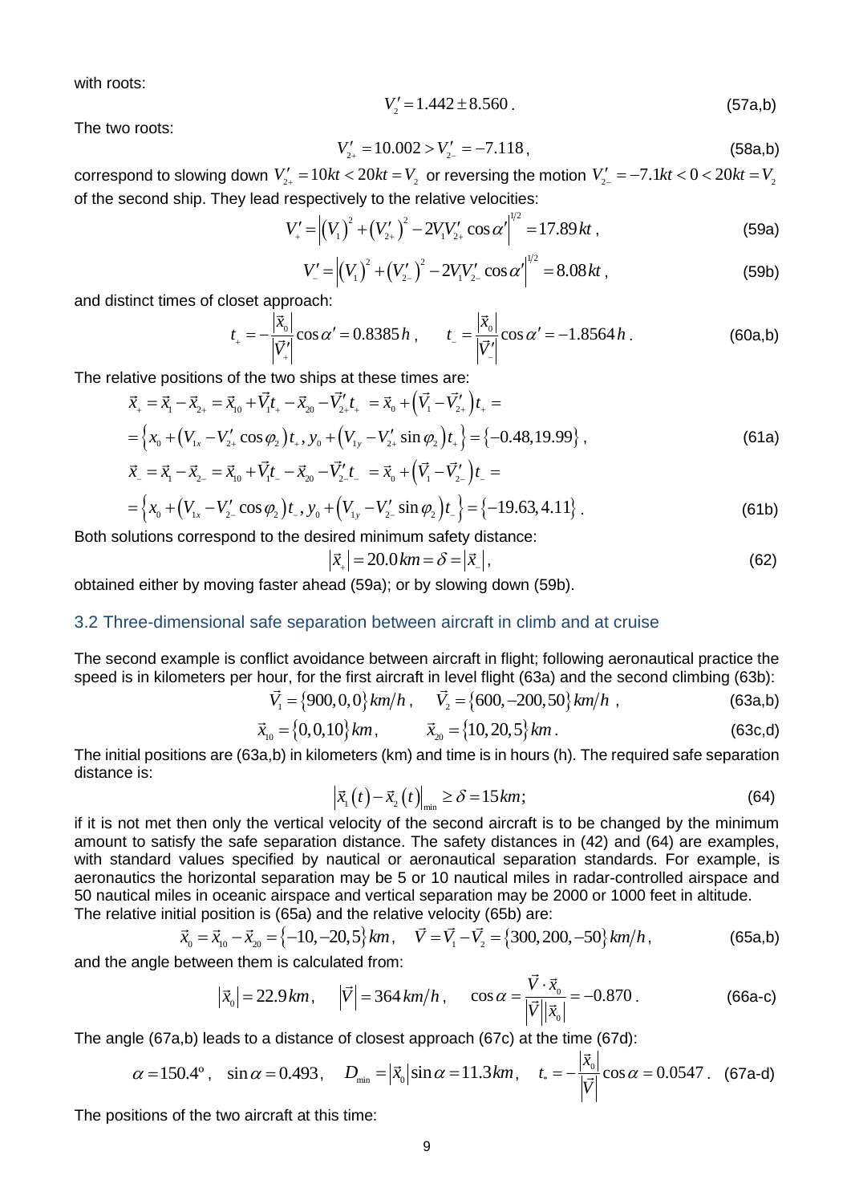with roots:

$$V_2' = 1.442 \pm 8.560\,. \tag{57a,b}$$

The two roots:

$$V_{2+}' = 10.002 > V_{2-}' = -7.118\,, \tag{58a,b}$$

correspond to slowing down $V_{2+}' = 10kt < 20kt = V_2$ or reversing the motion $V_{2-}' = -7.1kt < 0 < 20kt = V_2$ of the second ship. They lead respectively to the relative velocities:

$$V_+' = \left|(V_1)^2 + (V_{2+}')^2 - 2V_1V_{2+}'\cos\alpha'\right|^{1/2} = 17.89\,kt\,, \tag{59a}$$

$$V_-' = \left|(V_1)^2 + (V_{2-}')^2 - 2V_1V_{2-}'\cos\alpha'\right|^{1/2} = 8.08\,kt\,, \tag{59b}$$

and distinct times of closet approach:

$$t_+ = -\frac{|\vec{x}_0|}{|\vec{V}_+'|}\cos\alpha' = 0.8385\,h\,, \qquad t_- = \frac{|\vec{x}_0|}{|\vec{V}_-'|}\cos\alpha' = -1.8564\,h\,. \tag{60a,b}$$

The relative positions of the two ships at these times are:

$$\begin{aligned}
\vec{x}_+ &= \vec{x}_1 - \vec{x}_{2+} = \vec{x}_{10} + \vec{V}_1 t_+ - \vec{x}_{20} - \vec{V}_{2+}' t_+ = \vec{x}_0 + \left(\vec{V}_1 - \vec{V}_{2+}'\right)t_+ = \\
&= \left\{x_0 + \left(V_{1x} - V_{2+}'\cos\varphi_2\right)t_+,\, y_0 + \left(V_{1y} - V_{2+}'\sin\varphi_2\right)t_+\right\} = \{-0.48, 19.99\}\,,
\end{aligned} \tag{61a}$$

$$\begin{aligned}
\vec{x}_- &= \vec{x}_1 - \vec{x}_{2-} = \vec{x}_{10} + \vec{V}_1 t_- - \vec{x}_{20} - \vec{V}_{2-}' t_- = \vec{x}_0 + \left(\vec{V}_1 - \vec{V}_{2-}'\right)t_- = \\
&= \left\{x_0 + \left(V_{1x} - V_{2-}'\cos\varphi_2\right)t_-,\, y_0 + \left(V_{1y} - V_{2-}'\sin\varphi_2\right)t_-\right\} = \{-19.63, 4.11\}\,.
\end{aligned} \tag{61b}$$

Both solutions correspond to the desired minimum safety distance:

$$|\vec{x}_+| = 20.0\,km = \delta = |\vec{x}_-|\,, \tag{62}$$

obtained either by moving faster ahead (59a); or by slowing down (59b).

## 3.2 Three-dimensional safe separation between aircraft in climb and at cruise

The second example is conflict avoidance between aircraft in flight; following aeronautical practice the speed is in kilometers per hour, for the first aircraft in level flight (63a) and the second climbing (63b):

$$\vec{V}_1 = \{900, 0, 0\}\,km/h\,, \qquad \vec{V}_2 = \{600, -200, 50\}\,km/h\,, \tag{63a,b}$$

$$\vec{x}_{10} = \{0, 0, 10\}\,km\,, \qquad \vec{x}_{20} = \{10, 20, 5\}\,km\,. \tag{63c,d}$$

The initial positions are (63a,b) in kilometers (km) and time is in hours (h). The required safe separation distance is:

$$\left|\vec{x}_1(t) - \vec{x}_2(t)\right|_{\min} \geq \delta = 15\,km; \tag{64}$$

if it is not met then only the vertical velocity of the second aircraft is to be changed by the minimum amount to satisfy the safe separation distance. The safety distances in (42) and (64) are examples, with standard values specified by nautical or aeronautical separation standards. For example, is aeronautics the horizontal separation may be 5 or 10 nautical miles in radar-controlled airspace and 50 nautical miles in oceanic airspace and vertical separation may be 2000 or 1000 feet in altitude.
The relative initial position is (65a) and the relative velocity (65b) are:

$$\vec{x}_0 = \vec{x}_{10} - \vec{x}_{20} = \{-10, -20, 5\}\,km\,, \quad \vec{V} = \vec{V}_1 - \vec{V}_2 = \{300, 200, -50\}\,km/h\,, \tag{65a,b}$$

and the angle between them is calculated from:

$$|\vec{x}_0| = 22.9\,km\,, \quad |\vec{V}| = 364\,km/h\,, \quad \cos\alpha = \frac{\vec{V}\cdot\vec{x}_0}{|\vec{V}||\vec{x}_0|} = -0.870\,. \tag{66a-c}$$

The angle (67a,b) leads to a distance of closest approach (67c) at the time (67d):

$$\alpha = 150.4^\circ\,, \quad \sin\alpha = 0.493\,, \quad D_{\min} = |\vec{x}_0|\sin\alpha = 11.3\,km\,, \quad t_* = -\frac{|\vec{x}_0|}{|\vec{V}|}\cos\alpha = 0.0547\,. \tag{67a-d}$$

The positions of the two aircraft at this time: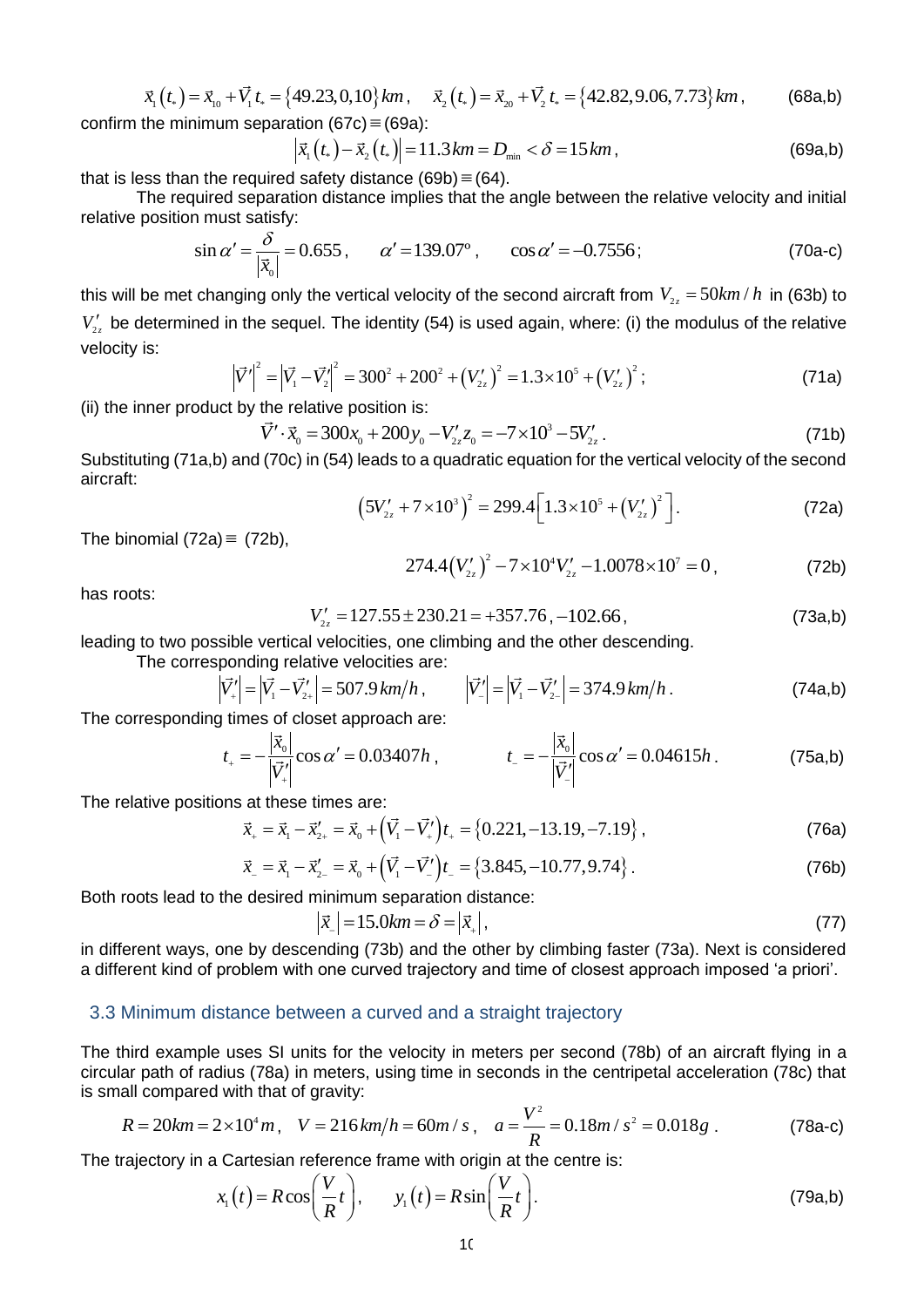$$\vec{x}_1(t_*) = \vec{x}_{10} + \vec{V}_1 t_* = \{49.23, 0, 10\}\,km, \quad \vec{x}_2(t_*) = \vec{x}_{20} + \vec{V}_2 t_* = \{42.82, 9.06, 7.73\}\,km, \tag{68a,b}$$

confirm the minimum separation (67c)$\equiv$(69a):

$$\left|\vec{x}_1(t_*) - \vec{x}_2(t_*)\right| = 11.3\,km = D_{min} < \delta = 15\,km, \tag{69a,b}$$

that is less than the required safety distance (69b)$\equiv$(64).

The required separation distance implies that the angle between the relative velocity and initial relative position must satisfy:

$$\sin\alpha' = \frac{\delta}{|\vec{x}_0|} = 0.655, \qquad \alpha' = 139.07^{\circ}, \qquad \cos\alpha' = -0.7556; \tag{70a-c}$$

this will be met changing only the vertical velocity of the second aircraft from $V_{2z} = 50\,km/h$ in (63b) to $V'_{2z}$ be determined in the sequel. The identity (54) is used again, where: (i) the modulus of the relative velocity is:

$$\left|\vec{V}'\right|^2 = \left|\vec{V}_1 - \vec{V}'_2\right|^2 = 300^2 + 200^2 + \left(V'_{2z}\right)^2 = 1.3\times 10^5 + \left(V'_{2z}\right)^2; \tag{71a}$$

(ii) the inner product by the relative position is:

$$\vec{V}' \cdot \vec{x}_0 = 300 x_0 + 200 y_0 - V'_{2z} z_0 = -7\times 10^3 - 5V'_{2z}. \tag{71b}$$

Substituting (71a,b) and (70c) in (54) leads to a quadratic equation for the vertical velocity of the second aircraft:

$$\left(5V'_{2z} + 7\times 10^3\right)^2 = 299.4\left[1.3\times 10^5 + \left(V'_{2z}\right)^2\right]. \tag{72a}$$

The binomial (72a)$\equiv$ (72b),

$$274.4\left(V'_{2z}\right)^2 - 7\times 10^4 V'_{2z} - 1.0078\times 10^7 = 0, \tag{72b}$$

has roots:

$$V'_{2z} = 127.55 \pm 230.21 = +357.76, -102.66, \tag{73a,b}$$

leading to two possible vertical velocities, one climbing and the other descending.

The corresponding relative velocities are:

$$\left|\vec{V}'_+\right| = \left|\vec{V}_1 - \vec{V}'_{2+}\right| = 507.9\,km/h, \qquad \left|\vec{V}'_-\right| = \left|\vec{V}_1 - \vec{V}'_{2-}\right| = 374.9\,km/h. \tag{74a,b}$$

The corresponding times of closet approach are:

$$t_+ = -\frac{|\vec{x}_0|}{\left|\vec{V}'_+\right|}\cos\alpha' = 0.03407h, \qquad t_- = -\frac{|\vec{x}_0|}{\left|\vec{V}'_-\right|}\cos\alpha' = 0.04615h. \tag{75a,b}$$

The relative positions at these times are:

$$\vec{x}_+ = \vec{x}_1 - \vec{x}'_{2+} = \vec{x}_0 + \left(\vec{V}_1 - \vec{V}'_+\right)t_+ = \{0.221, -13.19, -7.19\}, \tag{76a}$$

$$\vec{x}_- = \vec{x}_1 - \vec{x}'_{2-} = \vec{x}_0 + \left(\vec{V}_1 - \vec{V}'_-\right)t_- = \{3.845, -10.77, 9.74\}. \tag{76b}$$

Both roots lead to the desired minimum separation distance:

$$|\vec{x}_-| = 15.0\,km = \delta = |\vec{x}_+|, \tag{77}$$

in different ways, one by descending (73b) and the other by climbing faster (73a). Next is considered a different kind of problem with one curved trajectory and time of closest approach imposed 'a priori'.

## 3.3 Minimum distance between a curved and a straight trajectory

The third example uses SI units for the velocity in meters per second (78b) of an aircraft flying in a circular path of radius (78a) in meters, using time in seconds in the centripetal acceleration (78c) that is small compared with that of gravity:

$$R = 20\,km = 2\times 10^4\,m, \quad V = 216\,km/h = 60\,m/s, \quad a = \frac{V^2}{R} = 0.18\,m/s^2 = 0.018g. \tag{78a-c}$$

The trajectory in a Cartesian reference frame with origin at the centre is:

$$x_1(t) = R\cos\left(\frac{V}{R}t\right), \qquad y_1(t) = R\sin\left(\frac{V}{R}t\right). \tag{79a,b}$$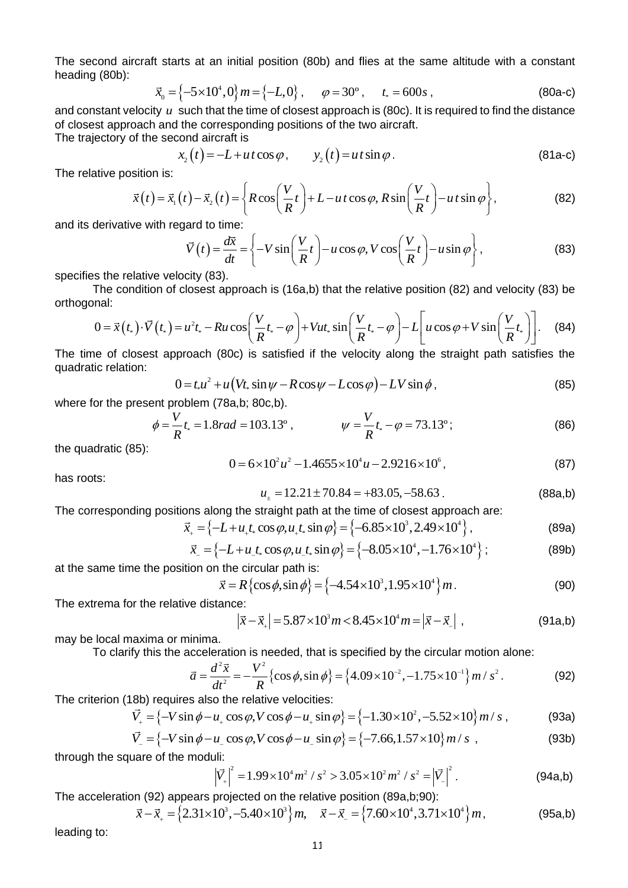The second aircraft starts at an initial position (80b) and flies at the same altitude with a constant heading (80b):

$$\vec{x}_0 = \left\{-5\times10^4, 0\right\} m = \left\{-L, 0\right\}, \qquad \varphi = 30^{\circ}, \qquad t_* = 600s, \tag{80a-c}$$

and constant velocity $u$ such that the time of closest approach is (80c). It is required to find the distance of closest approach and the corresponding positions of the two aircraft.

The trajectory of the second aircraft is

$$x_2(t) = -L + u\,t\cos\varphi, \qquad y_2(t) = u\,t\sin\varphi. \tag{81a-c}$$

The relative position is:

$$\vec{x}(t) = \vec{x}_1(t) - \vec{x}_2(t) = \left\{R\cos\left(\frac{V}{R}t\right) + L - u\,t\cos\varphi,\ R\sin\left(\frac{V}{R}t\right) - u\,t\sin\varphi\right\}, \tag{82}$$

and its derivative with regard to time:

$$\vec{V}(t) = \frac{d\vec{x}}{dt} = \left\{-V\sin\left(\frac{V}{R}t\right) - u\cos\varphi,\ V\cos\left(\frac{V}{R}t\right) - u\sin\varphi\right\}, \tag{83}$$

specifies the relative velocity (83).

The condition of closest approach is (16a,b) that the relative position (82) and velocity (83) be orthogonal:

$$0 = \vec{x}(t_*)\cdot\vec{V}(t_*) = u^2 t_* - Ru\cos\left(\frac{V}{R}t_* - \varphi\right) + Vut_*\sin\left(\frac{V}{R}t_* - \varphi\right) - L\left[u\cos\varphi + V\sin\left(\frac{V}{R}t_*\right)\right]. \tag{84}$$

The time of closest approach (80c) is satisfied if the velocity along the straight path satisfies the quadratic relation:

$$0 = t_* u^2 + u\left(Vt_*\sin\psi - R\cos\psi - L\cos\varphi\right) - LV\sin\phi, \tag{85}$$

where for the present problem (78a,b; 80c,b).

$$\phi = \frac{V}{R}t_* = 1.8rad = 103.13^{\circ}, \qquad \psi = \frac{V}{R}t_* - \varphi = 73.13^{\circ}; \tag{86}$$

the quadratic (85):

$$0 = 6\times10^2 u^2 - 1.4655\times10^4 u - 2.9216\times10^6, \tag{87}$$

has roots:

$$u_{\pm} = 12.21 \pm 70.84 = +83.05, -58.63. \tag{88a,b}$$

The corresponding positions along the straight path at the time of closest approach are:

$$\vec{x}_+ = \left\{-L + u_+ t_*\cos\varphi, u_+ t_*\sin\varphi\right\} = \left\{-6.85\times10^3, 2.49\times10^4\right\}, \tag{89a}$$

$$\vec{x}_- = \left\{-L + u_- t_*\cos\varphi, u_- t_*\sin\varphi\right\} = \left\{-8.05\times10^4, -1.76\times10^4\right\}; \tag{89b}$$

at the same time the position on the circular path is:

$$\vec{x} = R\left\{\cos\phi, \sin\phi\right\} = \left\{-4.54\times10^3, 1.95\times10^4\right\} m. \tag{90}$$

The extrema for the relative distance:

$$\left|\vec{x} - \vec{x}_+\right| = 5.87\times10^3 m < 8.45\times10^4 m = \left|\vec{x} - \vec{x}_-\right|, \tag{91a,b}$$

may be local maxima or minima.

To clarify this the acceleration is needed, that is specified by the circular motion alone:

$$\vec{a} = \frac{d^2\vec{x}}{dt^2} = -\frac{V^2}{R}\left\{\cos\phi, \sin\phi\right\} = \left\{4.09\times10^{-2}, -1.75\times10^{-1}\right\} m/s^2. \tag{92}$$

The criterion (18b) requires also the relative velocities:

$$\vec{V}_+ = \left\{-V\sin\phi - u_+\cos\varphi, V\cos\phi - u_+\sin\varphi\right\} = \left\{-1.30\times10^2, -5.52\times10\right\} m/s, \tag{93a}$$

$$\vec{V}_- = \left\{-V\sin\phi - u_-\cos\varphi, V\cos\phi - u_-\sin\varphi\right\} = \left\{-7.66, 1.57\times10\right\} m/s, \tag{93b}$$

through the square of the moduli:

$$\left|\vec{V}_+\right|^2 = 1.99\times10^4 m^2/s^2 > 3.05\times10^2 m^2/s^2 = \left|\vec{V}_-\right|^2. \tag{94a,b}$$

The acceleration (92) appears projected on the relative position (89a,b;90):

$$\vec{x} - \vec{x}_+ = \left\{2.31\times10^3, -5.40\times10^3\right\} m, \quad \vec{x} - \vec{x}_- = \left\{7.60\times10^4, 3.71\times10^4\right\} m, \tag{95a,b}$$

leading to: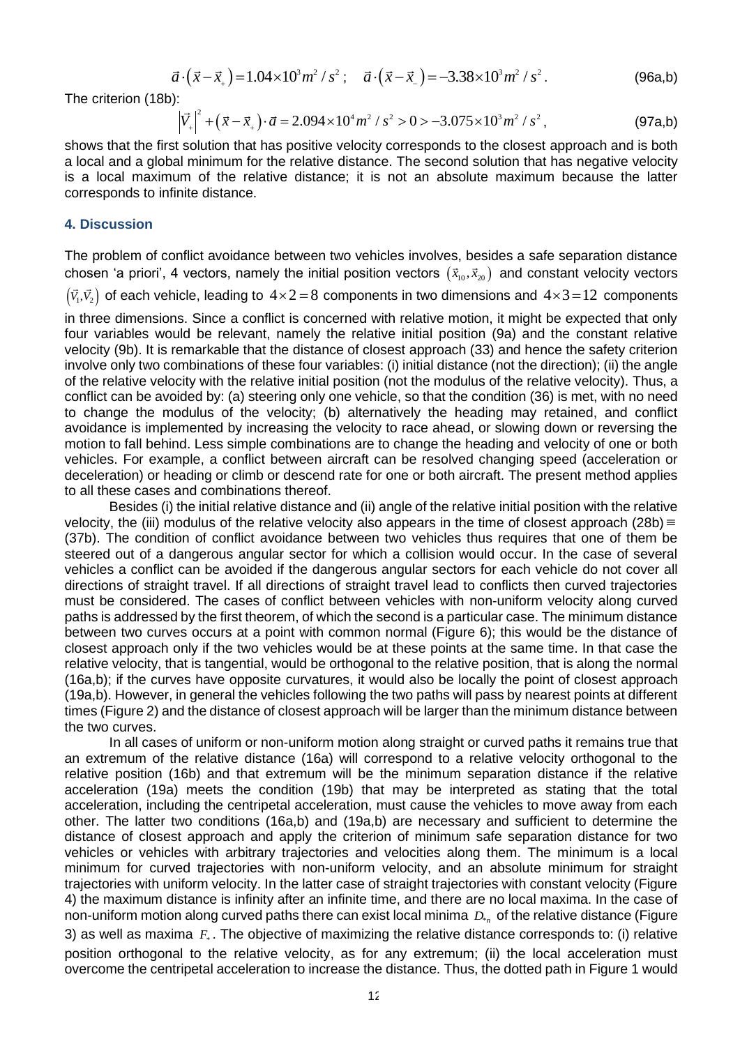$$\vec{a}\cdot\left(\vec{x}-\vec{x}_{+}\right)=1.04\times10^{3}m^{2}/s^{2};\quad \vec{a}\cdot\left(\vec{x}-\vec{x}_{-}\right)=-3.38\times10^{3}m^{2}/s^{2}. \tag{96a,b}$$

The criterion (18b):

$$\left|\vec{V}_{+}\right|^{2}+\left(\vec{x}-\vec{x}_{+}\right)\cdot\vec{a}=2.094\times10^{4}m^{2}/s^{2}>0>-3.075\times10^{3}m^{2}/s^{2}, \tag{97a,b}$$

shows that the first solution that has positive velocity corresponds to the closest approach and is both a local and a global minimum for the relative distance. The second solution that has negative velocity is a local maximum of the relative distance; it is not an absolute maximum because the latter corresponds to infinite distance.

## 4. Discussion

The problem of conflict avoidance between two vehicles involves, besides a safe separation distance chosen 'a priori', 4 vectors, namely the initial position vectors $\left(\vec{x}_{10},\vec{x}_{20}\right)$ and constant velocity vectors $\left(\vec{V}_{1},\vec{V}_{2}\right)$ of each vehicle, leading to $4\times2=8$ components in two dimensions and $4\times3=12$ components in three dimensions. Since a conflict is concerned with relative motion, it might be expected that only four variables would be relevant, namely the relative initial position (9a) and the constant relative velocity (9b). It is remarkable that the distance of closest approach (33) and hence the safety criterion involve only two combinations of these four variables: (i) initial distance (not the direction); (ii) the angle of the relative velocity with the relative initial position (not the modulus of the relative velocity). Thus, a conflict can be avoided by: (a) steering only one vehicle, so that the condition (36) is met, with no need to change the modulus of the velocity; (b) alternatively the heading may retained, and conflict avoidance is implemented by increasing the velocity to race ahead, or slowing down or reversing the motion to fall behind. Less simple combinations are to change the heading and velocity of one or both vehicles. For example, a conflict between aircraft can be resolved changing speed (acceleration or deceleration) or heading or climb or descend rate for one or both aircraft. The present method applies to all these cases and combinations thereof.

Besides (i) the initial relative distance and (ii) angle of the relative initial position with the relative velocity, the (iii) modulus of the relative velocity also appears in the time of closest approach (28b) ≡ (37b). The condition of conflict avoidance between two vehicles thus requires that one of them be steered out of a dangerous angular sector for which a collision would occur. In the case of several vehicles a conflict can be avoided if the dangerous angular sectors for each vehicle do not cover all directions of straight travel. If all directions of straight travel lead to conflicts then curved trajectories must be considered. The cases of conflict between vehicles with non-uniform velocity along curved paths is addressed by the first theorem, of which the second is a particular case. The minimum distance between two curves occurs at a point with common normal (Figure 6); this would be the distance of closest approach only if the two vehicles would be at these points at the same time. In that case the relative velocity, that is tangential, would be orthogonal to the relative position, that is along the normal (16a,b); if the curves have opposite curvatures, it would also be locally the point of closest approach (19a,b). However, in general the vehicles following the two paths will pass by nearest points at different times (Figure 2) and the distance of closest approach will be larger than the minimum distance between the two curves.

In all cases of uniform or non-uniform motion along straight or curved paths it remains true that an extremum of the relative distance (16a) will correspond to a relative velocity orthogonal to the relative position (16b) and that extremum will be the minimum separation distance if the relative acceleration (19a) meets the condition (19b) that may be interpreted as stating that the total acceleration, including the centripetal acceleration, must cause the vehicles to move away from each other. The latter two conditions (16a,b) and (19a,b) are necessary and sufficient to determine the distance of closest approach and apply the criterion of minimum safe separation distance for two vehicles or vehicles with arbitrary trajectories and velocities along them. The minimum is a local minimum for curved trajectories with non-uniform velocity, and an absolute minimum for straight trajectories with uniform velocity. In the latter case of straight trajectories with constant velocity (Figure 4) the maximum distance is infinity after an infinite time, and there are no local maxima. In the case of non-uniform motion along curved paths there can exist local minima $D_{*_n}$ of the relative distance (Figure 3) as well as maxima $F_{*}$. The objective of maximizing the relative distance corresponds to: (i) relative position orthogonal to the relative velocity, as for any extremum; (ii) the local acceleration must overcome the centripetal acceleration to increase the distance. Thus, the dotted path in Figure 1 would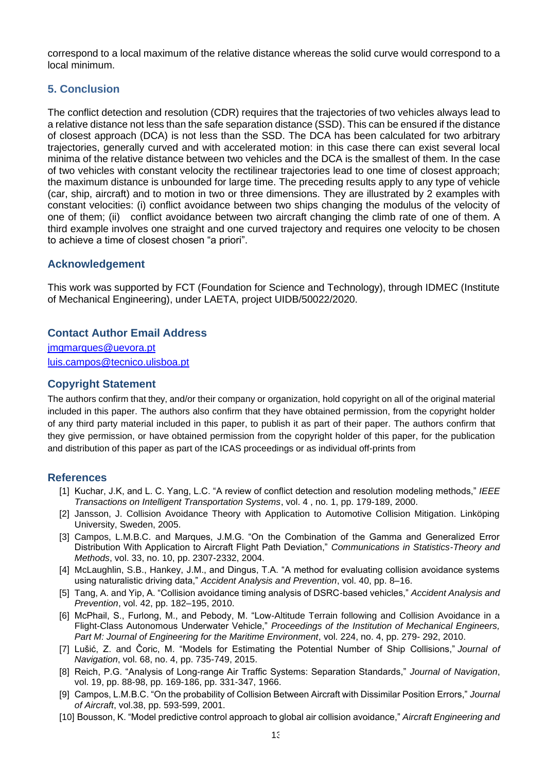correspond to a local maximum of the relative distance whereas the solid curve would correspond to a local minimum.

## 5. Conclusion

The conflict detection and resolution (CDR) requires that the trajectories of two vehicles always lead to a relative distance not less than the safe separation distance (SSD). This can be ensured if the distance of closest approach (DCA) is not less than the SSD. The DCA has been calculated for two arbitrary trajectories, generally curved and with accelerated motion: in this case there can exist several local minima of the relative distance between two vehicles and the DCA is the smallest of them. In the case of two vehicles with constant velocity the rectilinear trajectories lead to one time of closest approach; the maximum distance is unbounded for large time. The preceding results apply to any type of vehicle (car, ship, aircraft) and to motion in two or three dimensions. They are illustrated by 2 examples with constant velocities: (i) conflict avoidance between two ships changing the modulus of the velocity of one of them; (ii) conflict avoidance between two aircraft changing the climb rate of one of them. A third example involves one straight and one curved trajectory and requires one velocity to be chosen to achieve a time of closest chosen "a priori".

## Acknowledgement

This work was supported by FCT (Foundation for Science and Technology), through IDMEC (Institute of Mechanical Engineering), under LAETA, project UIDB/50022/2020.

## Contact Author Email Address

jmgmarques@uevora.pt
luis.campos@tecnico.ulisboa.pt

## Copyright Statement

The authors confirm that they, and/or their company or organization, hold copyright on all of the original material included in this paper. The authors also confirm that they have obtained permission, from the copyright holder of any third party material included in this paper, to publish it as part of their paper. The authors confirm that they give permission, or have obtained permission from the copyright holder of this paper, for the publication and distribution of this paper as part of the ICAS proceedings or as individual off-prints from

## References

[1] Kuchar, J.K, and L. C. Yang, L.C. "A review of conflict detection and resolution modeling methods," *IEEE Transactions on Intelligent Transportation Systems*, vol. 4 , no. 1, pp. 179-189, 2000.

[2] Jansson, J. Collision Avoidance Theory with Application to Automotive Collision Mitigation. Linköping University, Sweden, 2005.

[3] Campos, L.M.B.C. and Marques, J.M.G. "On the Combination of the Gamma and Generalized Error Distribution With Application to Aircraft Flight Path Deviation," *Communications in Statistics-Theory and Methods*, vol. 33, no. 10, pp. 2307-2332, 2004.

[4] McLaughlin, S.B., Hankey, J.M., and Dingus, T.A. "A method for evaluating collision avoidance systems using naturalistic driving data," *Accident Analysis and Prevention*, vol. 40, pp. 8–16.

[5] Tang, A. and Yip, A. "Collision avoidance timing analysis of DSRC-based vehicles," *Accident Analysis and Prevention*, vol. 42, pp. 182–195, 2010.

[6] McPhail, S., Furlong, M., and Pebody, M. "Low-Altitude Terrain following and Collision Avoidance in a Flight-Class Autonomous Underwater Vehicle," *Proceedings of the Institution of Mechanical Engineers, Part M: Journal of Engineering for the Maritime Environment*, vol. 224, no. 4, pp. 279- 292, 2010.

[7] Lušić, Z. and Čoric, M. "Models for Estimating the Potential Number of Ship Collisions," *Journal of Navigation*, vol. 68, no. 4, pp. 735-749, 2015.

[8] Reich, P.G. "Analysis of Long-range Air Traffic Systems: Separation Standards," *Journal of Navigation*, vol. 19, pp. 88-98, pp. 169-186, pp. 331-347, 1966.

[9] Campos, L.M.B.C. "On the probability of Collision Between Aircraft with Dissimilar Position Errors," *Journal of Aircraft*, vol.38, pp. 593-599, 2001.

[10] Bousson, K. "Model predictive control approach to global air collision avoidance," *Aircraft Engineering and*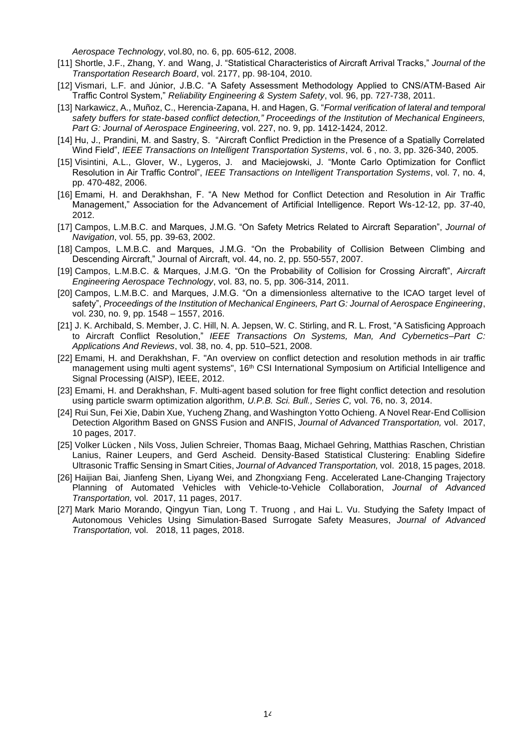*Aerospace Technology*, vol.80, no. 6, pp. 605-612, 2008.

[11] Shortle, J.F., Zhang, Y. and Wang, J. "Statistical Characteristics of Aircraft Arrival Tracks," *Journal of the Transportation Research Board*, vol. 2177, pp. 98-104, 2010.

[12] Vismari, L.F. and Júnior, J.B.C. "A Safety Assessment Methodology Applied to CNS/ATM-Based Air Traffic Control System," *Reliability Engineering & System Safety*, vol. 96, pp. 727-738, 2011.

[13] Narkawicz, A., Muñoz, C., Herencia-Zapana, H. and Hagen, G. "*Formal verification of lateral and temporal safety buffers for state-based conflict detection," Proceedings of the Institution of Mechanical Engineers, Part G: Journal of Aerospace Engineering*, vol. 227, no. 9, pp. 1412-1424, 2012.

[14] Hu, J., Prandini, M. and Sastry, S. "Aircraft Conflict Prediction in the Presence of a Spatially Correlated Wind Field", *IEEE Transactions on Intelligent Transportation Systems*, vol. 6 , no. 3, pp. 326-340, 2005.

[15] Visintini, A.L., Glover, W., Lygeros, J. and Maciejowski, J. "Monte Carlo Optimization for Conflict Resolution in Air Traffic Control", *IEEE Transactions on Intelligent Transportation Systems*, vol. 7, no. 4, pp. 470-482, 2006.

[16] Emami, H. and Derakhshan, F. "A New Method for Conflict Detection and Resolution in Air Traffic Management," Association for the Advancement of Artificial Intelligence. Report Ws-12-12, pp. 37-40, 2012.

[17] Campos, L.M.B.C. and Marques, J.M.G. "On Safety Metrics Related to Aircraft Separation", *Journal of Navigation*, vol. 55, pp. 39-63, 2002.

[18] Campos, L.M.B.C. and Marques, J.M.G. "On the Probability of Collision Between Climbing and Descending Aircraft," Journal of Aircraft, vol. 44, no. 2, pp. 550-557, 2007.

[19] Campos, L.M.B.C. & Marques, J.M.G. "On the Probability of Collision for Crossing Aircraft", *Aircraft Engineering Aerospace Technology*, vol. 83, no. 5, pp. 306-314, 2011.

[20] Campos, L.M.B.C. and Marques, J.M.G. "On a dimensionless alternative to the ICAO target level of safety", *Proceedings of the Institution of Mechanical Engineers, Part G: Journal of Aerospace Engineering*, vol. 230, no. 9, pp. 1548 – 1557, 2016.

[21] J. K. Archibald, S. Member, J. C. Hill, N. A. Jepsen, W. C. Stirling, and R. L. Frost, "A Satisficing Approach to Aircraft Conflict Resolution," *IEEE Transactions On Systems, Man, And Cybernetics–Part C: Applications And Reviews*, vol. 38, no. 4, pp. 510–521, 2008.

[22] Emami, H. and Derakhshan, F. "An overview on conflict detection and resolution methods in air traffic management using multi agent systems", 16th CSI International Symposium on Artificial Intelligence and Signal Processing (AISP), IEEE, 2012.

[23] Emami, H. and Derakhshan, F. Multi-agent based solution for free flight conflict detection and resolution using particle swarm optimization algorithm, *U.P.B. Sci. Bull., Series C,* vol. 76, no. 3, 2014.

[24] Rui Sun, Fei Xie, Dabin Xue, Yucheng Zhang, and Washington Yotto Ochieng. A Novel Rear-End Collision Detection Algorithm Based on GNSS Fusion and ANFIS, *Journal of Advanced Transportation,* vol. 2017, 10 pages, 2017.

[25] Volker Lücken , Nils Voss, Julien Schreier, Thomas Baag, Michael Gehring, Matthias Raschen, Christian Lanius, Rainer Leupers, and Gerd Ascheid. Density-Based Statistical Clustering: Enabling Sidefire Ultrasonic Traffic Sensing in Smart Cities, *Journal of Advanced Transportation,* vol. 2018, 15 pages, 2018.

[26] Haijian Bai, Jianfeng Shen, Liyang Wei, and Zhongxiang Feng. Accelerated Lane-Changing Trajectory Planning of Automated Vehicles with Vehicle-to-Vehicle Collaboration, *Journal of Advanced Transportation,* vol. 2017, 11 pages, 2017.

[27] Mark Mario Morando, Qingyun Tian, Long T. Truong , and Hai L. Vu. Studying the Safety Impact of Autonomous Vehicles Using Simulation-Based Surrogate Safety Measures, *Journal of Advanced Transportation,* vol. 2018, 11 pages, 2018.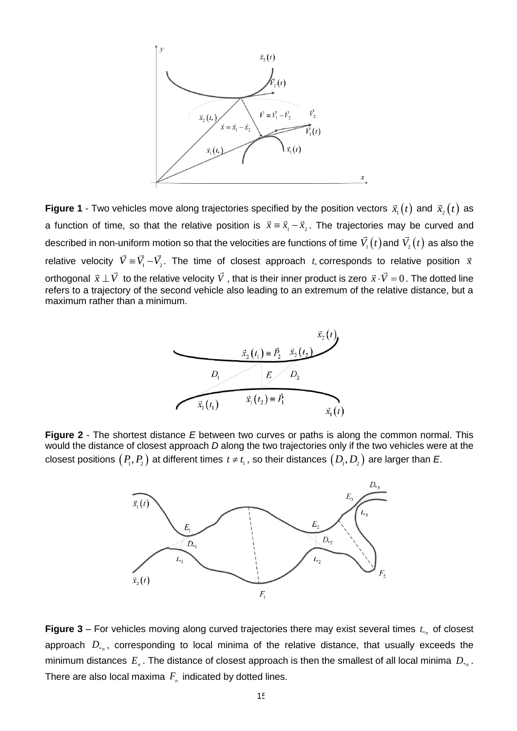**Figure 1** - Two vehicles move along trajectories specified by the position vectors $\vec{x}_1(t)$ and $\vec{x}_2(t)$ as a function of time, so that the relative position is $\vec{x} \equiv \vec{x}_1 - \vec{x}_2$. The trajectories may be curved and described in non-uniform motion so that the velocities are functions of time $\vec{V}_1(t)$ and $\vec{V}_2(t)$ as also the relative velocity $\vec{V} \equiv \vec{V}_1 - \vec{V}_2$. The time of closest approach $t_*$ corresponds to relative position $\vec{x}$ orthogonal $\vec{x} \perp \vec{V}$ to the relative velocity $\vec{V}$, that is their inner product is zero $\vec{x} \cdot \vec{V} = 0$. The dotted line refers to a trajectory of the second vehicle also leading to an extremum of the relative distance, but a maximum rather than a minimum.

**Figure 2** - The shortest distance *E* between two curves or paths is along the common normal. This would the distance of closest approach *D* along the two trajectories only if the two vehicles were at the closest positions $(P_1, P_2)$ at different times $t \neq t_1$, so their distances $(D_1, D_2)$ are larger than *E*.

**Figure 3** – For vehicles moving along curved trajectories there may exist several times $t_{*n}$ of closest approach $D_{*n}$, corresponding to local minima of the relative distance, that usually exceeds the minimum distances $E_n$. The distance of closest approach is then the smallest of all local minima $D_{*n}$. There are also local maxima $F_n$ indicated by dotted lines.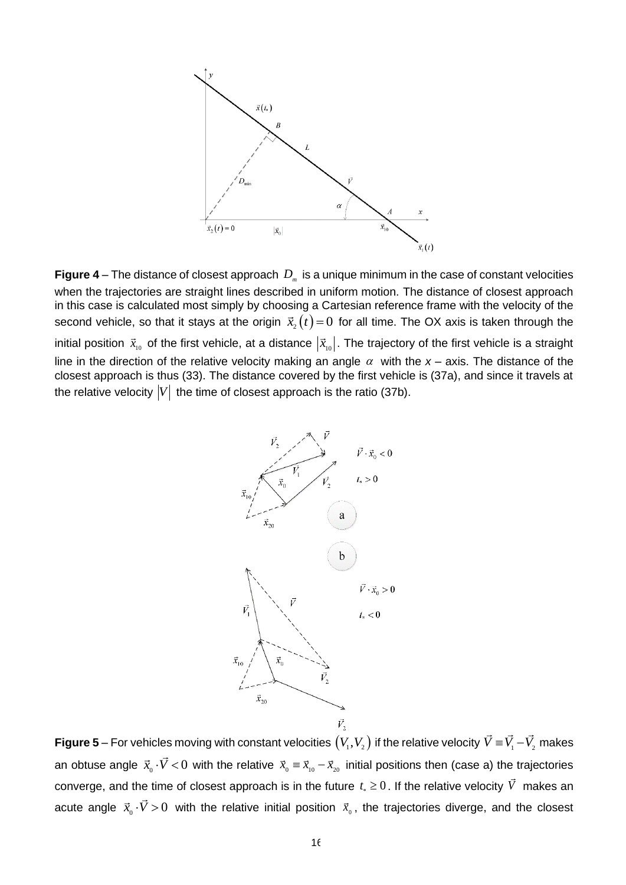**Figure 4** – The distance of closest approach $D_m$ is a unique minimum in the case of constant velocities when the trajectories are straight lines described in uniform motion. The distance of closest approach in this case is calculated most simply by choosing a Cartesian reference frame with the velocity of the second vehicle, so that it stays at the origin $\vec{x}_2(t)=0$ for all time. The OX axis is taken through the initial position $\vec{x}_{10}$ of the first vehicle, at a distance $|\vec{x}_{10}|$. The trajectory of the first vehicle is a straight line in the direction of the relative velocity making an angle $\alpha$ with the *x* – axis. The distance of the closest approach is thus (33). The distance covered by the first vehicle is (37a), and since it travels at the relative velocity $|V|$ the time of closest approach is the ratio (37b).

**Figure 5** – For vehicles moving with constant velocities $(V_1, V_2)$ if the relative velocity $\vec{V} \equiv \vec{V}_1 - \vec{V}_2$ makes an obtuse angle $\vec{x}_0 \cdot \vec{V} < 0$ with the relative $\vec{x}_0 \equiv \vec{x}_{10} - \vec{x}_{20}$ initial positions then (case a) the trajectories converge, and the time of closest approach is in the future $t_* \geq 0$. If the relative velocity $\vec{V}$ makes an acute angle $\vec{x}_0 \cdot \vec{V} > 0$ with the relative initial position $\vec{x}_0$, the trajectories diverge, and the closest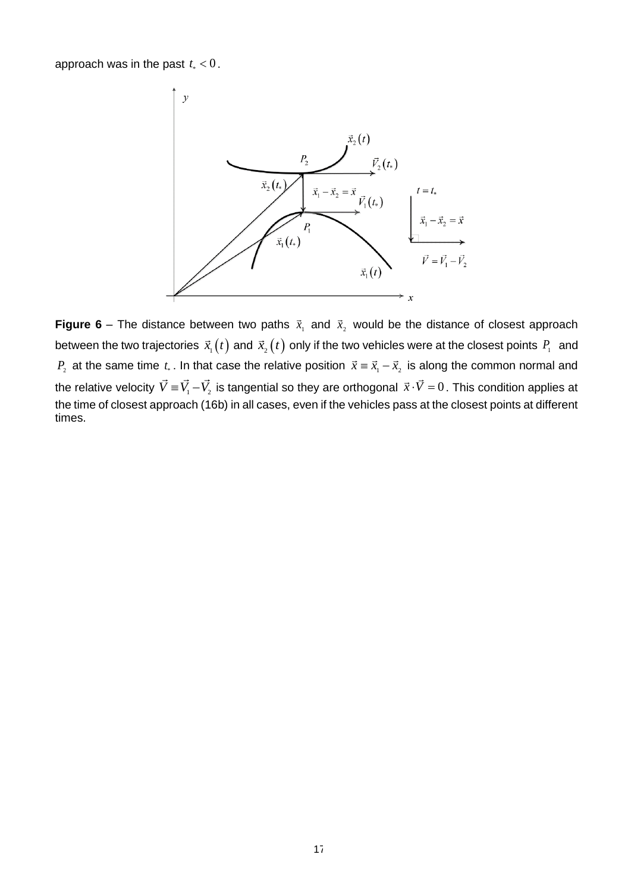approach was in the past $t_* < 0$.

$y$

$\vec{x}_2(t)$

$P_2$

$\vec{V}_2(t_*)$

$\vec{x}_2(t_*)$

$\vec{x}_1 - \vec{x}_2 = \vec{x}$

$\vec{V}_1(t_*)$

$t = t_*$

$\vec{x}_1 - \vec{x}_2 = \vec{x}$

$P_1$

$\vec{x}_1(t_*)$

$\vec{V} = \vec{V}_1 - \vec{V}_2$

$\vec{x}_1(t)$

$x$

**Figure 6** – The distance between two paths $\vec{x}_1$ and $\vec{x}_2$ would be the distance of closest approach between the two trajectories $\vec{x}_1(t)$ and $\vec{x}_2(t)$ only if the two vehicles were at the closest points $P_1$ and $P_2$ at the same time $t_*$. In that case the relative position $\vec{x} \equiv \vec{x}_1 - \vec{x}_2$ is along the common normal and the relative velocity $\vec{V} \equiv \vec{V}_1 - \vec{V}_2$ is tangential so they are orthogonal $\vec{x} \cdot \vec{V} = 0$. This condition applies at the time of closest approach (16b) in all cases, even if the vehicles pass at the closest points at different times.